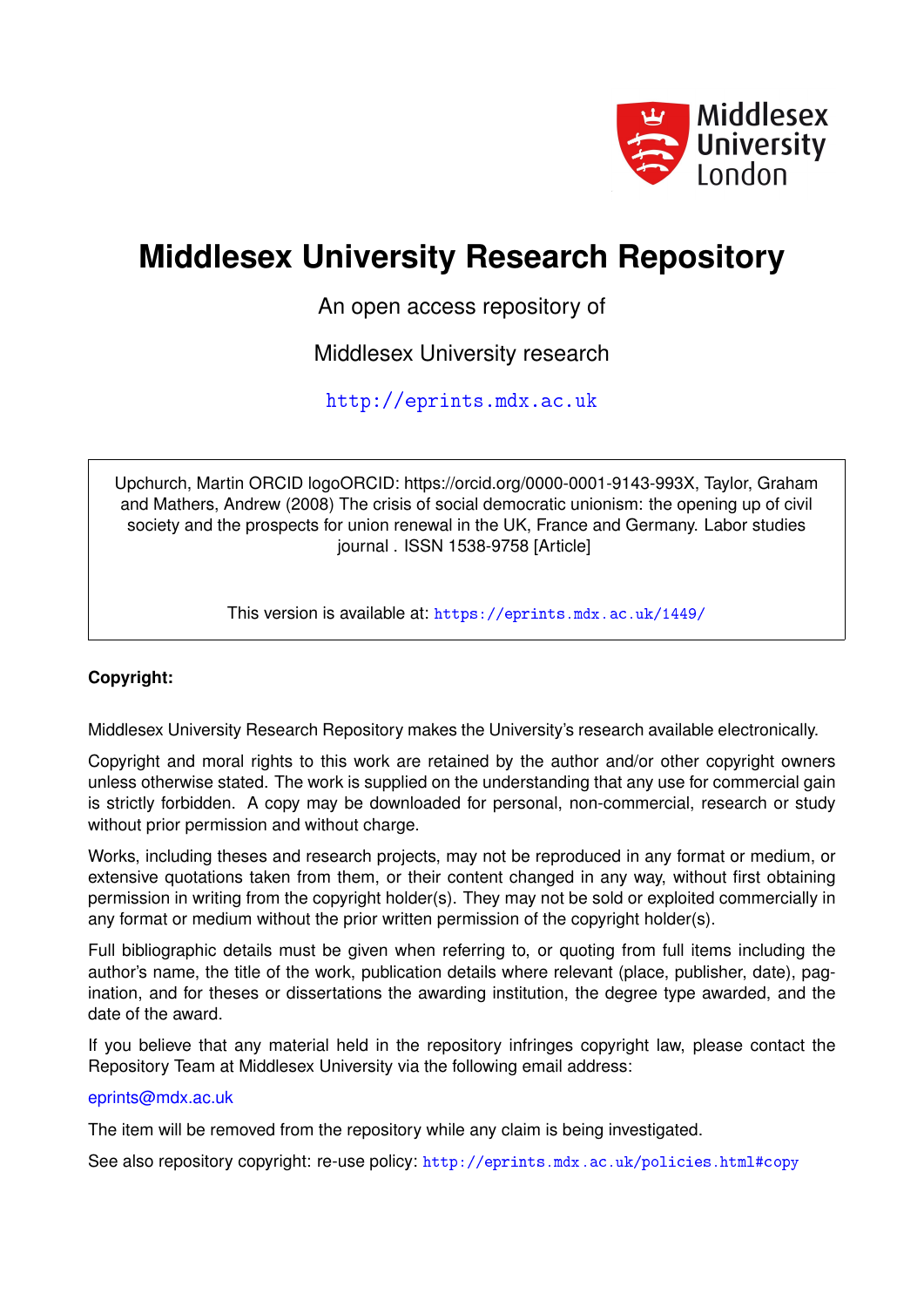Middlesex University London

# Middlesex University Research Repository

An open access repository of

Middlesex University research

http://eprints.mdx.ac.uk

Upchurch, Martin ORCID logoORCID: https://orcid.org/0000-0001-9143-993X, Taylor, Graham and Mathers, Andrew (2008) The crisis of social democratic unionism: the opening up of civil society and the prospects for union renewal in the UK, France and Germany. Labor studies journal . ISSN 1538-9758 [Article]

This version is available at: https://eprints.mdx.ac.uk/1449/

**Copyright:**

Middlesex University Research Repository makes the University's research available electronically.

Copyright and moral rights to this work are retained by the author and/or other copyright owners unless otherwise stated. The work is supplied on the understanding that any use for commercial gain is strictly forbidden. A copy may be downloaded for personal, non-commercial, research or study without prior permission and without charge.

Works, including theses and research projects, may not be reproduced in any format or medium, or extensive quotations taken from them, or their content changed in any way, without first obtaining permission in writing from the copyright holder(s). They may not be sold or exploited commercially in any format or medium without the prior written permission of the copyright holder(s).

Full bibliographic details must be given when referring to, or quoting from full items including the author's name, the title of the work, publication details where relevant (place, publisher, date), pagination, and for theses or dissertations the awarding institution, the degree type awarded, and the date of the award.

If you believe that any material held in the repository infringes copyright law, please contact the Repository Team at Middlesex University via the following email address:

eprints@mdx.ac.uk

The item will be removed from the repository while any claim is being investigated.

See also repository copyright: re-use policy: http://eprints.mdx.ac.uk/policies.html#copy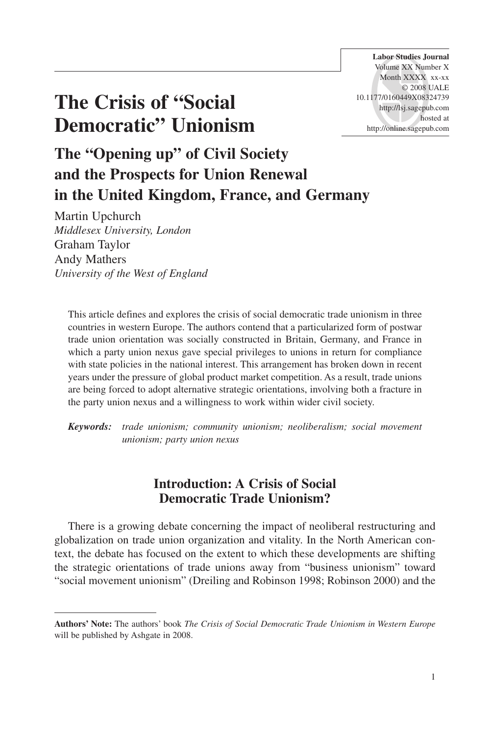# The Crisis of "Social Democratic" Unionism

## The "Opening up" of Civil Society and the Prospects for Union Renewal in the United Kingdom, France, and Germany

Martin Upchurch
*Middlesex University, London*
Graham Taylor
Andy Mathers
*University of the West of England*

This article defines and explores the crisis of social democratic trade unionism in three countries in western Europe. The authors contend that a particularized form of postwar trade union orientation was socially constructed in Britain, Germany, and France in which a party union nexus gave special privileges to unions in return for compliance with state policies in the national interest. This arrangement has broken down in recent years under the pressure of global product market competition. As a result, trade unions are being forced to adopt alternative strategic orientations, involving both a fracture in the party union nexus and a willingness to work within wider civil society.

***Keywords:*** *trade unionism; community unionism; neoliberalism; social movement unionism; party union nexus*

## Introduction: A Crisis of Social Democratic Trade Unionism?

There is a growing debate concerning the impact of neoliberal restructuring and globalization on trade union organization and vitality. In the North American context, the debate has focused on the extent to which these developments are shifting the strategic orientations of trade unions away from "business unionism" toward "social movement unionism" (Dreiling and Robinson 1998; Robinson 2000) and the

---

**Authors' Note:** The authors' book *The Crisis of Social Democratic Trade Unionism in Western Europe* will be published by Ashgate in 2008.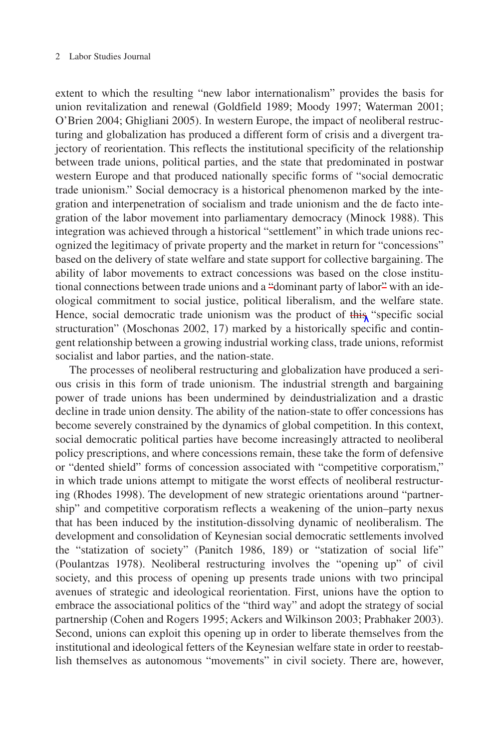extent to which the resulting "new labor internationalism" provides the basis for union revitalization and renewal (Goldfield 1989; Moody 1997; Waterman 2001; O'Brien 2004; Ghigliani 2005). In western Europe, the impact of neoliberal restructuring and globalization has produced a different form of crisis and a divergent trajectory of reorientation. This reflects the institutional specificity of the relationship between trade unions, political parties, and the state that predominated in postwar western Europe and that produced nationally specific forms of "social democratic trade unionism." Social democracy is a historical phenomenon marked by the integration and interpenetration of socialism and trade unionism and the de facto integration of the labor movement into parliamentary democracy (Minock 1988). This integration was achieved through a historical "settlement" in which trade unions recognized the legitimacy of private property and the market in return for "concessions" based on the delivery of state welfare and state support for collective bargaining. The ability of labor movements to extract concessions was based on the close institutional connections between trade unions and a "dominant party of labor" with an ideological commitment to social justice, political liberalism, and the welfare state. Hence, social democratic trade unionism was the product of this "specific social structuration" (Moschonas 2002, 17) marked by a historically specific and contingent relationship between a growing industrial working class, trade unions, reformist socialist and labor parties, and the nation-state.

The processes of neoliberal restructuring and globalization have produced a serious crisis in this form of trade unionism. The industrial strength and bargaining power of trade unions has been undermined by deindustrialization and a drastic decline in trade union density. The ability of the nation-state to offer concessions has become severely constrained by the dynamics of global competition. In this context, social democratic political parties have become increasingly attracted to neoliberal policy prescriptions, and where concessions remain, these take the form of defensive or "dented shield" forms of concession associated with "competitive corporatism," in which trade unions attempt to mitigate the worst effects of neoliberal restructuring (Rhodes 1998). The development of new strategic orientations around "partnership" and competitive corporatism reflects a weakening of the union–party nexus that has been induced by the institution-dissolving dynamic of neoliberalism. The development and consolidation of Keynesian social democratic settlements involved the "statization of society" (Panitch 1986, 189) or "statization of social life" (Poulantzas 1978). Neoliberal restructuring involves the "opening up" of civil society, and this process of opening up presents trade unions with two principal avenues of strategic and ideological reorientation. First, unions have the option to embrace the associational politics of the "third way" and adopt the strategy of social partnership (Cohen and Rogers 1995; Ackers and Wilkinson 2003; Prabhaker 2003). Second, unions can exploit this opening up in order to liberate themselves from the institutional and ideological fetters of the Keynesian welfare state in order to reestablish themselves as autonomous "movements" in civil society. There are, however,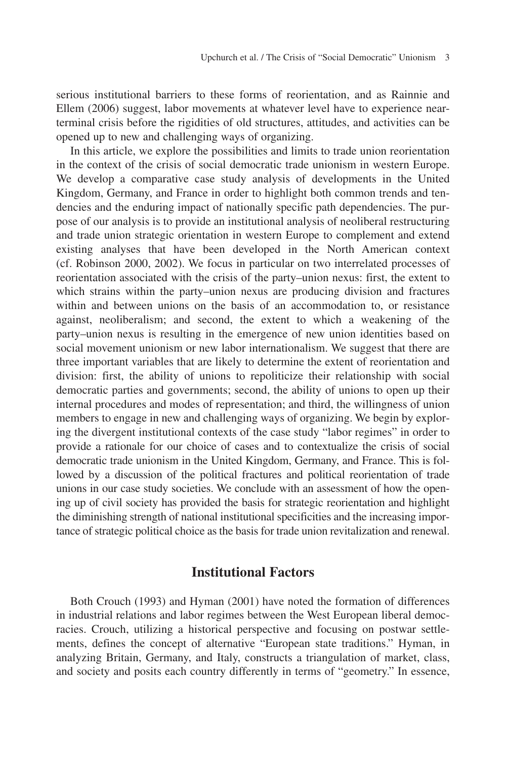serious institutional barriers to these forms of reorientation, and as Rainnie and Ellem (2006) suggest, labor movements at whatever level have to experience near-terminal crisis before the rigidities of old structures, attitudes, and activities can be opened up to new and challenging ways of organizing.

In this article, we explore the possibilities and limits to trade union reorientation in the context of the crisis of social democratic trade unionism in western Europe. We develop a comparative case study analysis of developments in the United Kingdom, Germany, and France in order to highlight both common trends and tendencies and the enduring impact of nationally specific path dependencies. The purpose of our analysis is to provide an institutional analysis of neoliberal restructuring and trade union strategic orientation in western Europe to complement and extend existing analyses that have been developed in the North American context (cf. Robinson 2000, 2002). We focus in particular on two interrelated processes of reorientation associated with the crisis of the party–union nexus: first, the extent to which strains within the party–union nexus are producing division and fractures within and between unions on the basis of an accommodation to, or resistance against, neoliberalism; and second, the extent to which a weakening of the party–union nexus is resulting in the emergence of new union identities based on social movement unionism or new labor internationalism. We suggest that there are three important variables that are likely to determine the extent of reorientation and division: first, the ability of unions to repoliticize their relationship with social democratic parties and governments; second, the ability of unions to open up their internal procedures and modes of representation; and third, the willingness of union members to engage in new and challenging ways of organizing. We begin by exploring the divergent institutional contexts of the case study "labor regimes" in order to provide a rationale for our choice of cases and to contextualize the crisis of social democratic trade unionism in the United Kingdom, Germany, and France. This is followed by a discussion of the political fractures and political reorientation of trade unions in our case study societies. We conclude with an assessment of how the opening up of civil society has provided the basis for strategic reorientation and highlight the diminishing strength of national institutional specificities and the increasing importance of strategic political choice as the basis for trade union revitalization and renewal.

## Institutional Factors

Both Crouch (1993) and Hyman (2001) have noted the formation of differences in industrial relations and labor regimes between the West European liberal democracies. Crouch, utilizing a historical perspective and focusing on postwar settlements, defines the concept of alternative "European state traditions." Hyman, in analyzing Britain, Germany, and Italy, constructs a triangulation of market, class, and society and posits each country differently in terms of "geometry." In essence,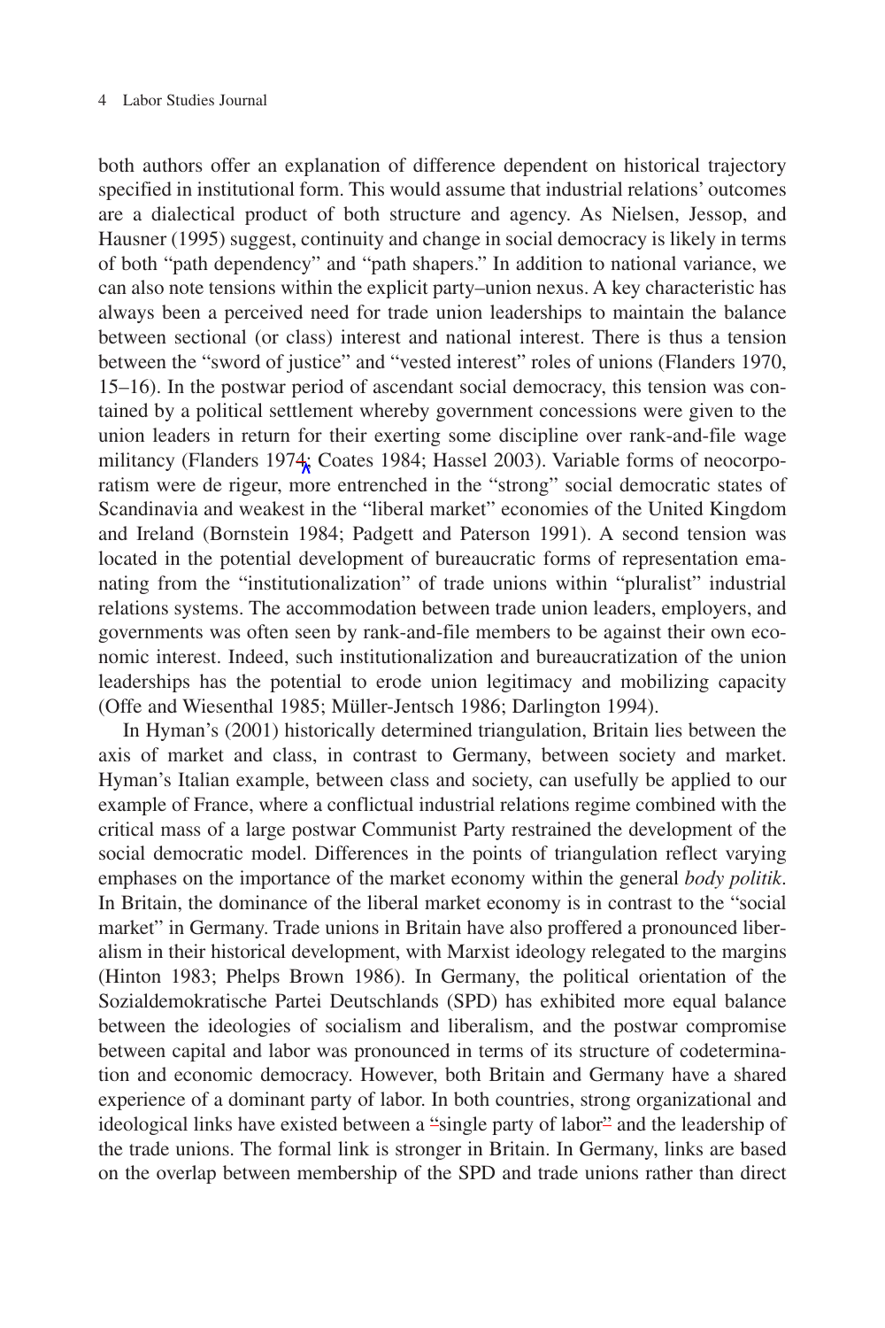both authors offer an explanation of difference dependent on historical trajectory specified in institutional form. This would assume that industrial relations' outcomes are a dialectical product of both structure and agency. As Nielsen, Jessop, and Hausner (1995) suggest, continuity and change in social democracy is likely in terms of both "path dependency" and "path shapers." In addition to national variance, we can also note tensions within the explicit party–union nexus. A key characteristic has always been a perceived need for trade union leaderships to maintain the balance between sectional (or class) interest and national interest. There is thus a tension between the "sword of justice" and "vested interest" roles of unions (Flanders 1970, 15–16). In the postwar period of ascendant social democracy, this tension was contained by a political settlement whereby government concessions were given to the union leaders in return for their exerting some discipline over rank-and-file wage militancy (Flanders 1974; Coates 1984; Hassel 2003). Variable forms of neocorporatism were de rigeur, more entrenched in the "strong" social democratic states of Scandinavia and weakest in the "liberal market" economies of the United Kingdom and Ireland (Bornstein 1984; Padgett and Paterson 1991). A second tension was located in the potential development of bureaucratic forms of representation emanating from the "institutionalization" of trade unions within "pluralist" industrial relations systems. The accommodation between trade union leaders, employers, and governments was often seen by rank-and-file members to be against their own economic interest. Indeed, such institutionalization and bureaucratization of the union leaderships has the potential to erode union legitimacy and mobilizing capacity (Offe and Wiesenthal 1985; Müller-Jentsch 1986; Darlington 1994).

In Hyman's (2001) historically determined triangulation, Britain lies between the axis of market and class, in contrast to Germany, between society and market. Hyman's Italian example, between class and society, can usefully be applied to our example of France, where a conflictual industrial relations regime combined with the critical mass of a large postwar Communist Party restrained the development of the social democratic model. Differences in the points of triangulation reflect varying emphases on the importance of the market economy within the general *body politik*. In Britain, the dominance of the liberal market economy is in contrast to the "social market" in Germany. Trade unions in Britain have also proffered a pronounced liberalism in their historical development, with Marxist ideology relegated to the margins (Hinton 1983; Phelps Brown 1986). In Germany, the political orientation of the Sozialdemokratische Partei Deutschlands (SPD) has exhibited more equal balance between the ideologies of socialism and liberalism, and the postwar compromise between capital and labor was pronounced in terms of its structure of codetermination and economic democracy. However, both Britain and Germany have a shared experience of a dominant party of labor. In both countries, strong organizational and ideological links have existed between a "single party of labor" and the leadership of the trade unions. The formal link is stronger in Britain. In Germany, links are based on the overlap between membership of the SPD and trade unions rather than direct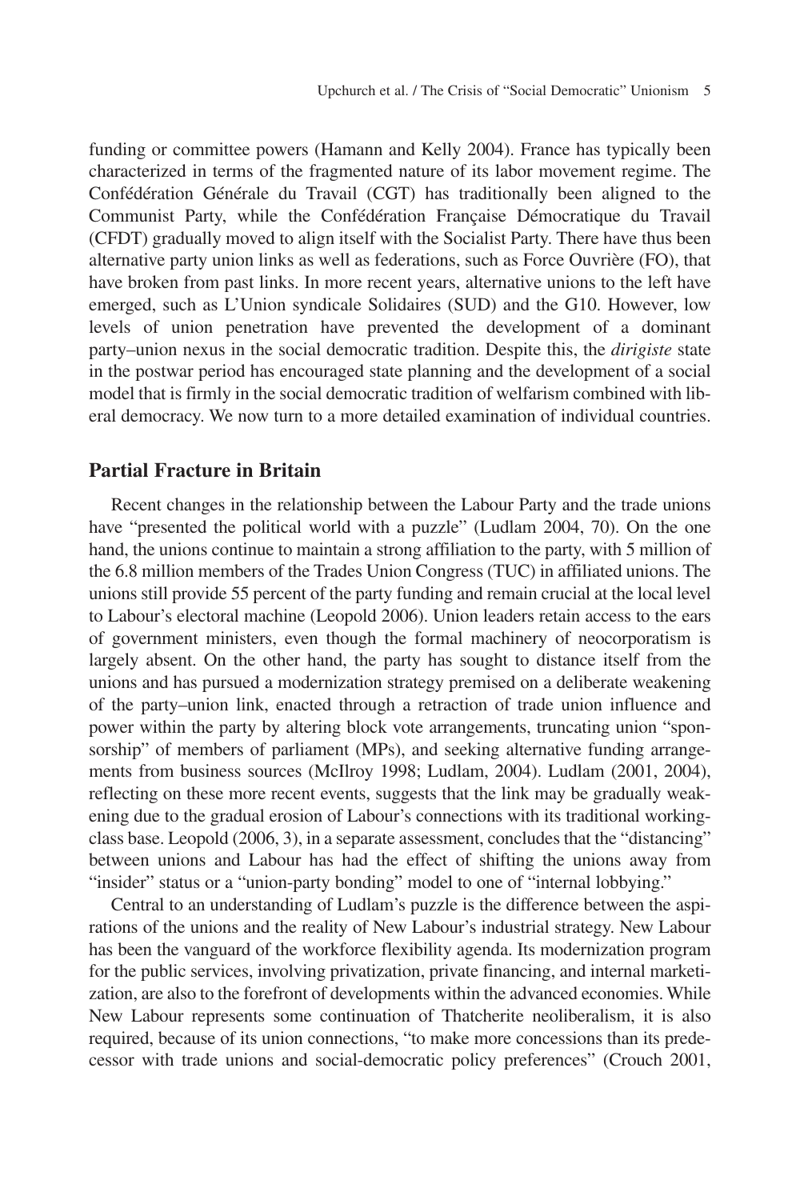funding or committee powers (Hamann and Kelly 2004). France has typically been characterized in terms of the fragmented nature of its labor movement regime. The Confédération Générale du Travail (CGT) has traditionally been aligned to the Communist Party, while the Confédération Française Démocratique du Travail (CFDT) gradually moved to align itself with the Socialist Party. There have thus been alternative party union links as well as federations, such as Force Ouvrière (FO), that have broken from past links. In more recent years, alternative unions to the left have emerged, such as L'Union syndicale Solidaires (SUD) and the G10. However, low levels of union penetration have prevented the development of a dominant party–union nexus in the social democratic tradition. Despite this, the *dirigiste* state in the postwar period has encouraged state planning and the development of a social model that is firmly in the social democratic tradition of welfarism combined with liberal democracy. We now turn to a more detailed examination of individual countries.

## Partial Fracture in Britain

Recent changes in the relationship between the Labour Party and the trade unions have "presented the political world with a puzzle" (Ludlam 2004, 70). On the one hand, the unions continue to maintain a strong affiliation to the party, with 5 million of the 6.8 million members of the Trades Union Congress (TUC) in affiliated unions. The unions still provide 55 percent of the party funding and remain crucial at the local level to Labour's electoral machine (Leopold 2006). Union leaders retain access to the ears of government ministers, even though the formal machinery of neocorporatism is largely absent. On the other hand, the party has sought to distance itself from the unions and has pursued a modernization strategy premised on a deliberate weakening of the party–union link, enacted through a retraction of trade union influence and power within the party by altering block vote arrangements, truncating union "sponsorship" of members of parliament (MPs), and seeking alternative funding arrangements from business sources (McIlroy 1998; Ludlam, 2004). Ludlam (2001, 2004), reflecting on these more recent events, suggests that the link may be gradually weakening due to the gradual erosion of Labour's connections with its traditional working-class base. Leopold (2006, 3), in a separate assessment, concludes that the "distancing" between unions and Labour has had the effect of shifting the unions away from "insider" status or a "union-party bonding" model to one of "internal lobbying."

Central to an understanding of Ludlam's puzzle is the difference between the aspirations of the unions and the reality of New Labour's industrial strategy. New Labour has been the vanguard of the workforce flexibility agenda. Its modernization program for the public services, involving privatization, private financing, and internal marketization, are also to the forefront of developments within the advanced economies. While New Labour represents some continuation of Thatcherite neoliberalism, it is also required, because of its union connections, "to make more concessions than its predecessor with trade unions and social-democratic policy preferences" (Crouch 2001,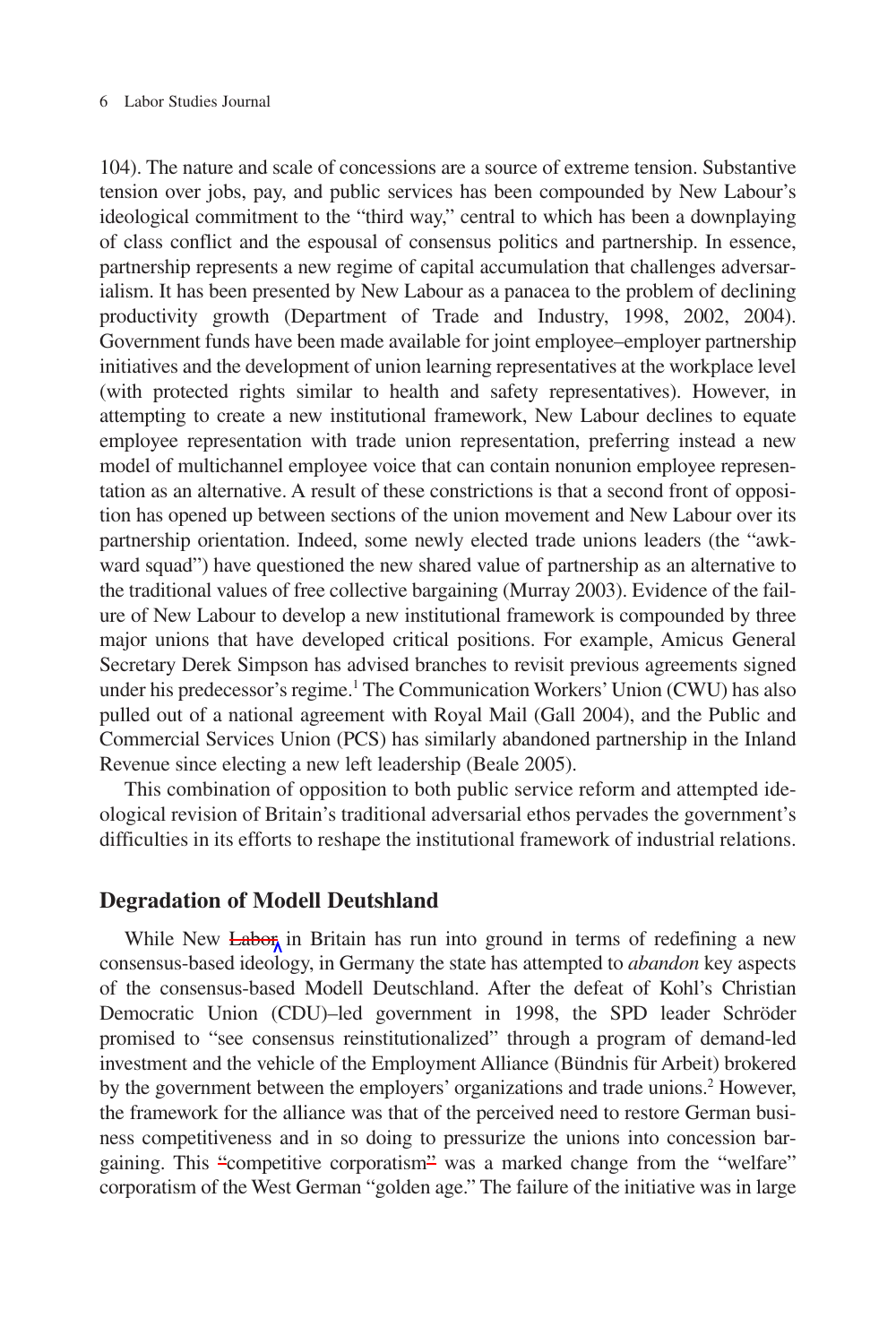104). The nature and scale of concessions are a source of extreme tension. Substantive tension over jobs, pay, and public services has been compounded by New Labour's ideological commitment to the "third way," central to which has been a downplaying of class conflict and the espousal of consensus politics and partnership. In essence, partnership represents a new regime of capital accumulation that challenges adversarialism. It has been presented by New Labour as a panacea to the problem of declining productivity growth (Department of Trade and Industry, 1998, 2002, 2004). Government funds have been made available for joint employee–employer partnership initiatives and the development of union learning representatives at the workplace level (with protected rights similar to health and safety representatives). However, in attempting to create a new institutional framework, New Labour declines to equate employee representation with trade union representation, preferring instead a new model of multichannel employee voice that can contain nonunion employee representation as an alternative. A result of these constrictions is that a second front of opposition has opened up between sections of the union movement and New Labour over its partnership orientation. Indeed, some newly elected trade unions leaders (the "awkward squad") have questioned the new shared value of partnership as an alternative to the traditional values of free collective bargaining (Murray 2003). Evidence of the failure of New Labour to develop a new institutional framework is compounded by three major unions that have developed critical positions. For example, Amicus General Secretary Derek Simpson has advised branches to revisit previous agreements signed under his predecessor's regime.[1] The Communication Workers' Union (CWU) has also pulled out of a national agreement with Royal Mail (Gall 2004), and the Public and Commercial Services Union (PCS) has similarly abandoned partnership in the Inland Revenue since electing a new left leadership (Beale 2005).

This combination of opposition to both public service reform and attempted ideological revision of Britain's traditional adversarial ethos pervades the government's difficulties in its efforts to reshape the institutional framework of industrial relations.

## Degradation of Modell Deutshland

While New Labor in Britain has run into ground in terms of redefining a new consensus-based ideology, in Germany the state has attempted to *abandon* key aspects of the consensus-based Modell Deutschland. After the defeat of Kohl's Christian Democratic Union (CDU)–led government in 1998, the SPD leader Schröder promised to "see consensus reinstitutionalized" through a program of demand-led investment and the vehicle of the Employment Alliance (Bündnis für Arbeit) brokered by the government between the employers' organizations and trade unions.[2] However, the framework for the alliance was that of the perceived need to restore German business competitiveness and in so doing to pressurize the unions into concession bargaining. This "competitive corporatism" was a marked change from the "welfare" corporatism of the West German "golden age." The failure of the initiative was in large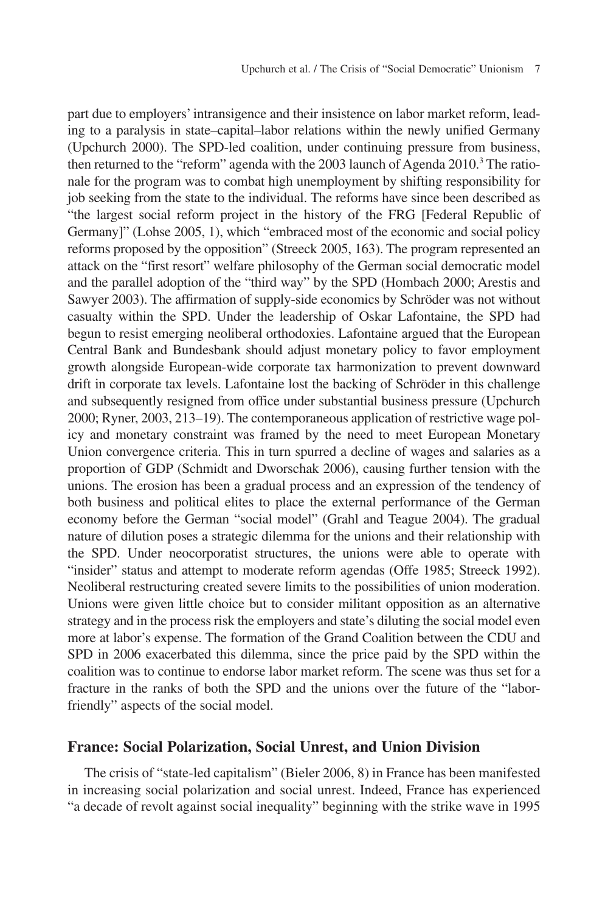part due to employers' intransigence and their insistence on labor market reform, leading to a paralysis in state–capital–labor relations within the newly unified Germany (Upchurch 2000). The SPD-led coalition, under continuing pressure from business, then returned to the "reform" agenda with the 2003 launch of Agenda 2010.[3] The rationale for the program was to combat high unemployment by shifting responsibility for job seeking from the state to the individual. The reforms have since been described as "the largest social reform project in the history of the FRG [Federal Republic of Germany]" (Lohse 2005, 1), which "embraced most of the economic and social policy reforms proposed by the opposition" (Streeck 2005, 163). The program represented an attack on the "first resort" welfare philosophy of the German social democratic model and the parallel adoption of the "third way" by the SPD (Hombach 2000; Arestis and Sawyer 2003). The affirmation of supply-side economics by Schröder was not without casualty within the SPD. Under the leadership of Oskar Lafontaine, the SPD had begun to resist emerging neoliberal orthodoxies. Lafontaine argued that the European Central Bank and Bundesbank should adjust monetary policy to favor employment growth alongside European-wide corporate tax harmonization to prevent downward drift in corporate tax levels. Lafontaine lost the backing of Schröder in this challenge and subsequently resigned from office under substantial business pressure (Upchurch 2000; Ryner, 2003, 213–19). The contemporaneous application of restrictive wage policy and monetary constraint was framed by the need to meet European Monetary Union convergence criteria. This in turn spurred a decline of wages and salaries as a proportion of GDP (Schmidt and Dworschak 2006), causing further tension with the unions. The erosion has been a gradual process and an expression of the tendency of both business and political elites to place the external performance of the German economy before the German "social model" (Grahl and Teague 2004). The gradual nature of dilution poses a strategic dilemma for the unions and their relationship with the SPD. Under neocorporatist structures, the unions were able to operate with "insider" status and attempt to moderate reform agendas (Offe 1985; Streeck 1992). Neoliberal restructuring created severe limits to the possibilities of union moderation. Unions were given little choice but to consider militant opposition as an alternative strategy and in the process risk the employers and state's diluting the social model even more at labor's expense. The formation of the Grand Coalition between the CDU and SPD in 2006 exacerbated this dilemma, since the price paid by the SPD within the coalition was to continue to endorse labor market reform. The scene was thus set for a fracture in the ranks of both the SPD and the unions over the future of the "labor-friendly" aspects of the social model.

## France: Social Polarization, Social Unrest, and Union Division

The crisis of "state-led capitalism" (Bieler 2006, 8) in France has been manifested in increasing social polarization and social unrest. Indeed, France has experienced "a decade of revolt against social inequality" beginning with the strike wave in 1995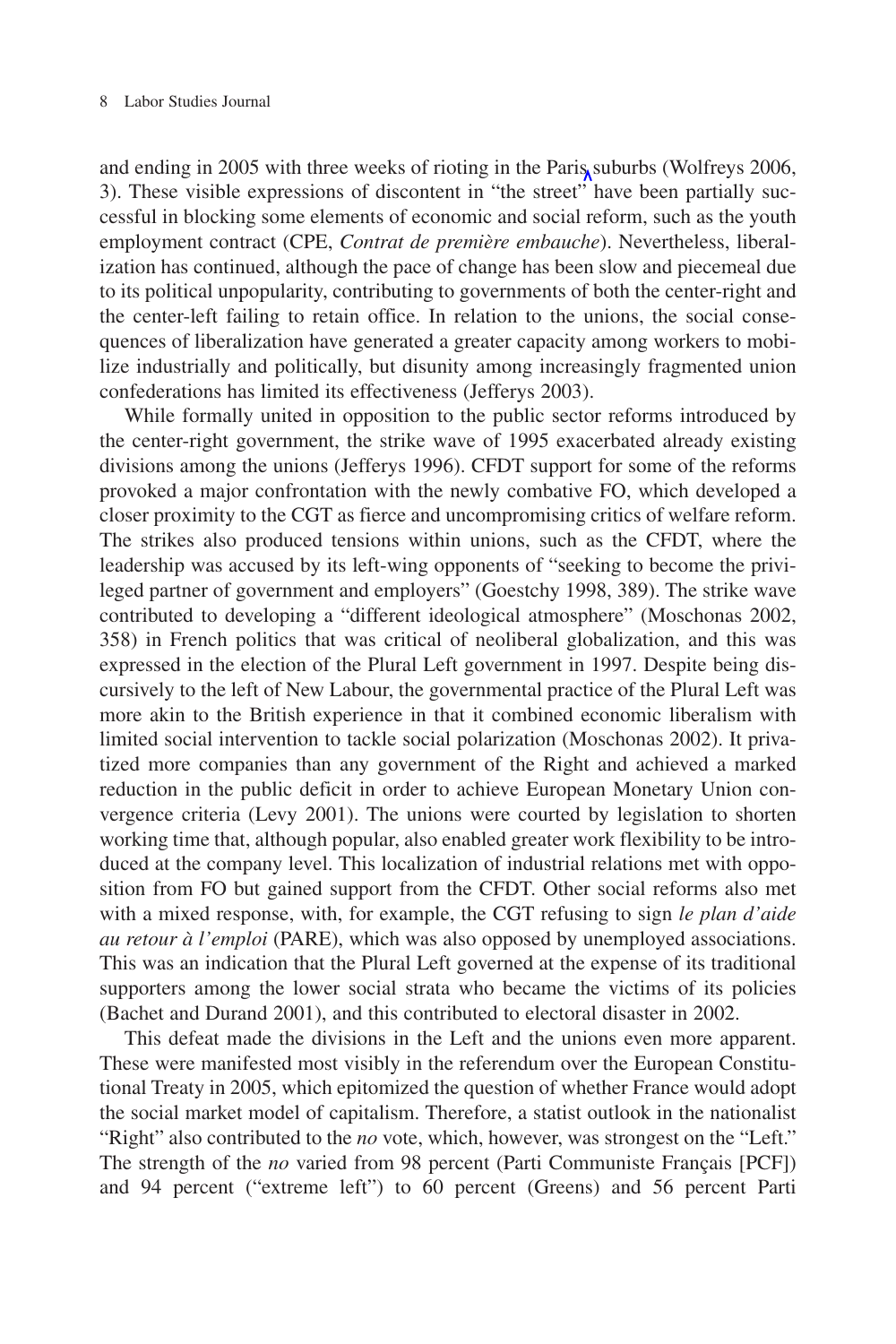and ending in 2005 with three weeks of rioting in the Paris suburbs (Wolfreys 2006, 3). These visible expressions of discontent in "the street" have been partially successful in blocking some elements of economic and social reform, such as the youth employment contract (CPE, *Contrat de première embauche*). Nevertheless, liberalization has continued, although the pace of change has been slow and piecemeal due to its political unpopularity, contributing to governments of both the center-right and the center-left failing to retain office. In relation to the unions, the social consequences of liberalization have generated a greater capacity among workers to mobilize industrially and politically, but disunity among increasingly fragmented union confederations has limited its effectiveness (Jefferys 2003).

While formally united in opposition to the public sector reforms introduced by the center-right government, the strike wave of 1995 exacerbated already existing divisions among the unions (Jefferys 1996). CFDT support for some of the reforms provoked a major confrontation with the newly combative FO, which developed a closer proximity to the CGT as fierce and uncompromising critics of welfare reform. The strikes also produced tensions within unions, such as the CFDT, where the leadership was accused by its left-wing opponents of "seeking to become the privileged partner of government and employers" (Goestchy 1998, 389). The strike wave contributed to developing a "different ideological atmosphere" (Moschonas 2002, 358) in French politics that was critical of neoliberal globalization, and this was expressed in the election of the Plural Left government in 1997. Despite being discursively to the left of New Labour, the governmental practice of the Plural Left was more akin to the British experience in that it combined economic liberalism with limited social intervention to tackle social polarization (Moschonas 2002). It privatized more companies than any government of the Right and achieved a marked reduction in the public deficit in order to achieve European Monetary Union convergence criteria (Levy 2001). The unions were courted by legislation to shorten working time that, although popular, also enabled greater work flexibility to be introduced at the company level. This localization of industrial relations met with opposition from FO but gained support from the CFDT. Other social reforms also met with a mixed response, with, for example, the CGT refusing to sign *le plan d'aide au retour à l'emploi* (PARE), which was also opposed by unemployed associations. This was an indication that the Plural Left governed at the expense of its traditional supporters among the lower social strata who became the victims of its policies (Bachet and Durand 2001), and this contributed to electoral disaster in 2002.

This defeat made the divisions in the Left and the unions even more apparent. These were manifested most visibly in the referendum over the European Constitutional Treaty in 2005, which epitomized the question of whether France would adopt the social market model of capitalism. Therefore, a statist outlook in the nationalist "Right" also contributed to the *no* vote, which, however, was strongest on the "Left." The strength of the *no* varied from 98 percent (Parti Communiste Français [PCF]) and 94 percent ("extreme left") to 60 percent (Greens) and 56 percent Parti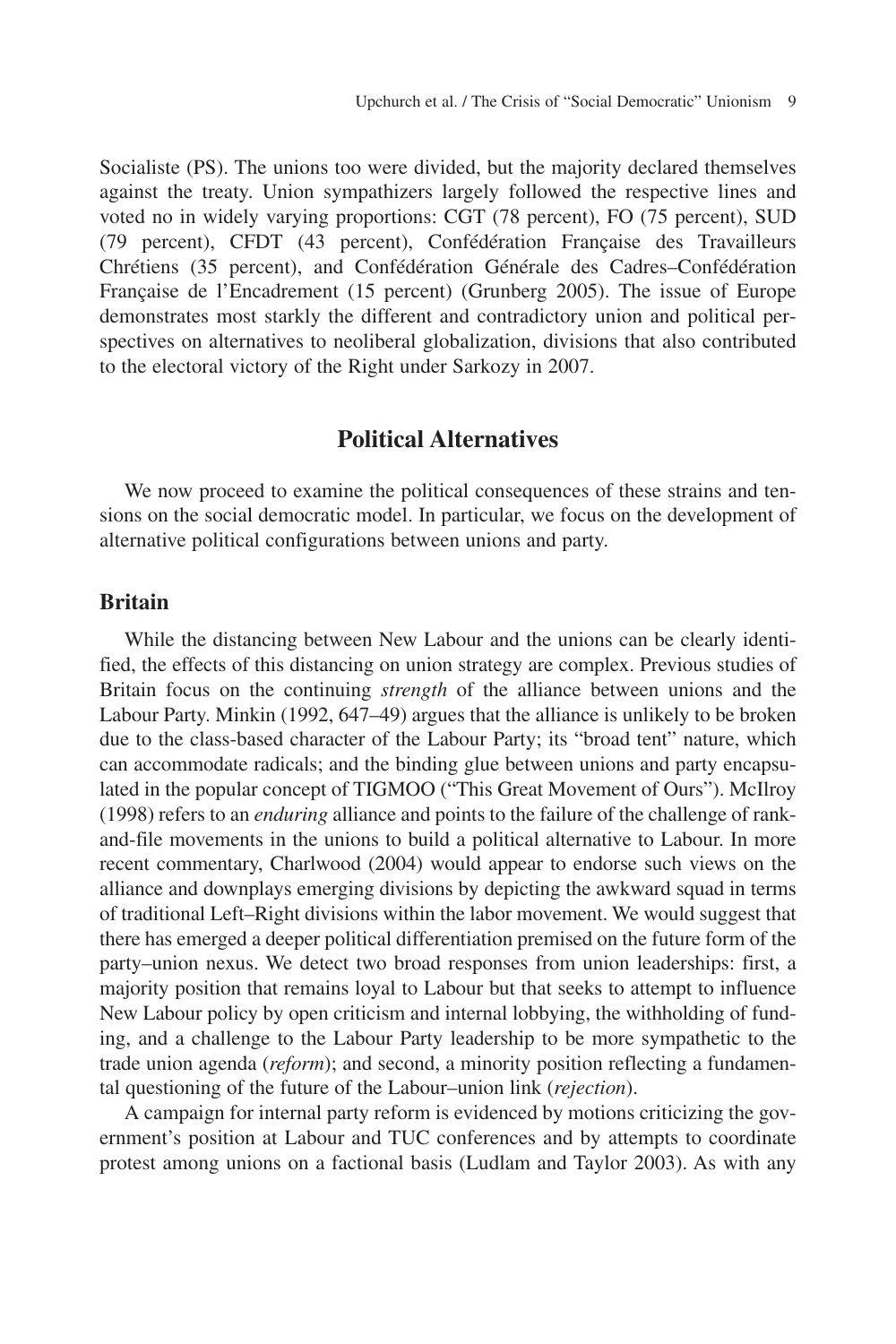Socialiste (PS). The unions too were divided, but the majority declared themselves against the treaty. Union sympathizers largely followed the respective lines and voted no in widely varying proportions: CGT (78 percent), FO (75 percent), SUD (79 percent), CFDT (43 percent), Confédération Française des Travailleurs Chrétiens (35 percent), and Confédération Générale des Cadres–Confédération Française de l'Encadrement (15 percent) (Grunberg 2005). The issue of Europe demonstrates most starkly the different and contradictory union and political perspectives on alternatives to neoliberal globalization, divisions that also contributed to the electoral victory of the Right under Sarkozy in 2007.

## Political Alternatives

We now proceed to examine the political consequences of these strains and tensions on the social democratic model. In particular, we focus on the development of alternative political configurations between unions and party.

### Britain

While the distancing between New Labour and the unions can be clearly identified, the effects of this distancing on union strategy are complex. Previous studies of Britain focus on the continuing *strength* of the alliance between unions and the Labour Party. Minkin (1992, 647–49) argues that the alliance is unlikely to be broken due to the class-based character of the Labour Party; its "broad tent" nature, which can accommodate radicals; and the binding glue between unions and party encapsulated in the popular concept of TIGMOO ("This Great Movement of Ours"). McIlroy (1998) refers to an *enduring* alliance and points to the failure of the challenge of rank-and-file movements in the unions to build a political alternative to Labour. In more recent commentary, Charlwood (2004) would appear to endorse such views on the alliance and downplays emerging divisions by depicting the awkward squad in terms of traditional Left–Right divisions within the labor movement. We would suggest that there has emerged a deeper political differentiation premised on the future form of the party–union nexus. We detect two broad responses from union leaderships: first, a majority position that remains loyal to Labour but that seeks to attempt to influence New Labour policy by open criticism and internal lobbying, the withholding of funding, and a challenge to the Labour Party leadership to be more sympathetic to the trade union agenda (*reform*); and second, a minority position reflecting a fundamental questioning of the future of the Labour–union link (*rejection*).

A campaign for internal party reform is evidenced by motions criticizing the government's position at Labour and TUC conferences and by attempts to coordinate protest among unions on a factional basis (Ludlam and Taylor 2003). As with any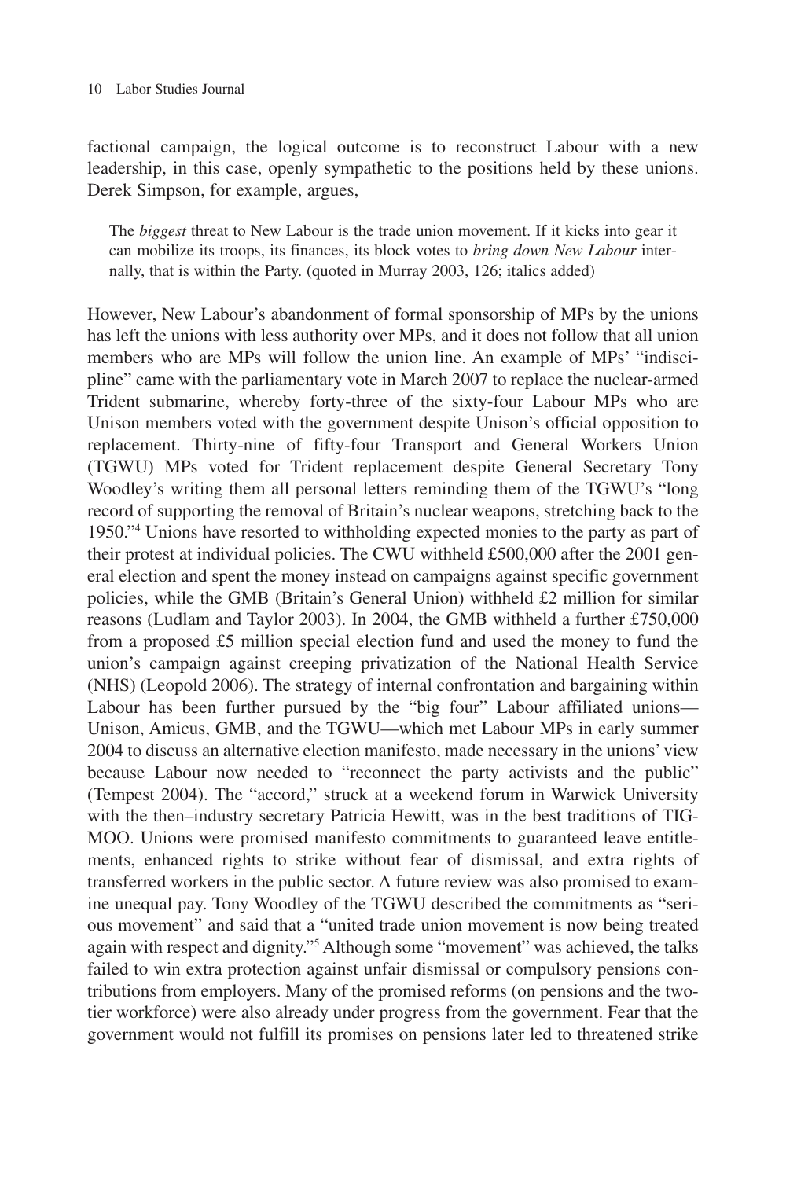factional campaign, the logical outcome is to reconstruct Labour with a new leadership, in this case, openly sympathetic to the positions held by these unions. Derek Simpson, for example, argues,

> The *biggest* threat to New Labour is the trade union movement. If it kicks into gear it can mobilize its troops, its finances, its block votes to *bring down New Labour* internally, that is within the Party. (quoted in Murray 2003, 126; italics added)

However, New Labour's abandonment of formal sponsorship of MPs by the unions has left the unions with less authority over MPs, and it does not follow that all union members who are MPs will follow the union line. An example of MPs' "indiscipline" came with the parliamentary vote in March 2007 to replace the nuclear-armed Trident submarine, whereby forty-three of the sixty-four Labour MPs who are Unison members voted with the government despite Unison's official opposition to replacement. Thirty-nine of fifty-four Transport and General Workers Union (TGWU) MPs voted for Trident replacement despite General Secretary Tony Woodley's writing them all personal letters reminding them of the TGWU's "long record of supporting the removal of Britain's nuclear weapons, stretching back to the 1950."[4] Unions have resorted to withholding expected monies to the party as part of their protest at individual policies. The CWU withheld £500,000 after the 2001 general election and spent the money instead on campaigns against specific government policies, while the GMB (Britain's General Union) withheld £2 million for similar reasons (Ludlam and Taylor 2003). In 2004, the GMB withheld a further £750,000 from a proposed £5 million special election fund and used the money to fund the union's campaign against creeping privatization of the National Health Service (NHS) (Leopold 2006). The strategy of internal confrontation and bargaining within Labour has been further pursued by the "big four" Labour affiliated unions—Unison, Amicus, GMB, and the TGWU—which met Labour MPs in early summer 2004 to discuss an alternative election manifesto, made necessary in the unions' view because Labour now needed to "reconnect the party activists and the public" (Tempest 2004). The "accord," struck at a weekend forum in Warwick University with the then–industry secretary Patricia Hewitt, was in the best traditions of TIGMOO. Unions were promised manifesto commitments to guaranteed leave entitlements, enhanced rights to strike without fear of dismissal, and extra rights of transferred workers in the public sector. A future review was also promised to examine unequal pay. Tony Woodley of the TGWU described the commitments as "serious movement" and said that a "united trade union movement is now being treated again with respect and dignity."[5] Although some "movement" was achieved, the talks failed to win extra protection against unfair dismissal or compulsory pensions contributions from employers. Many of the promised reforms (on pensions and the two-tier workforce) were also already under progress from the government. Fear that the government would not fulfill its promises on pensions later led to threatened strike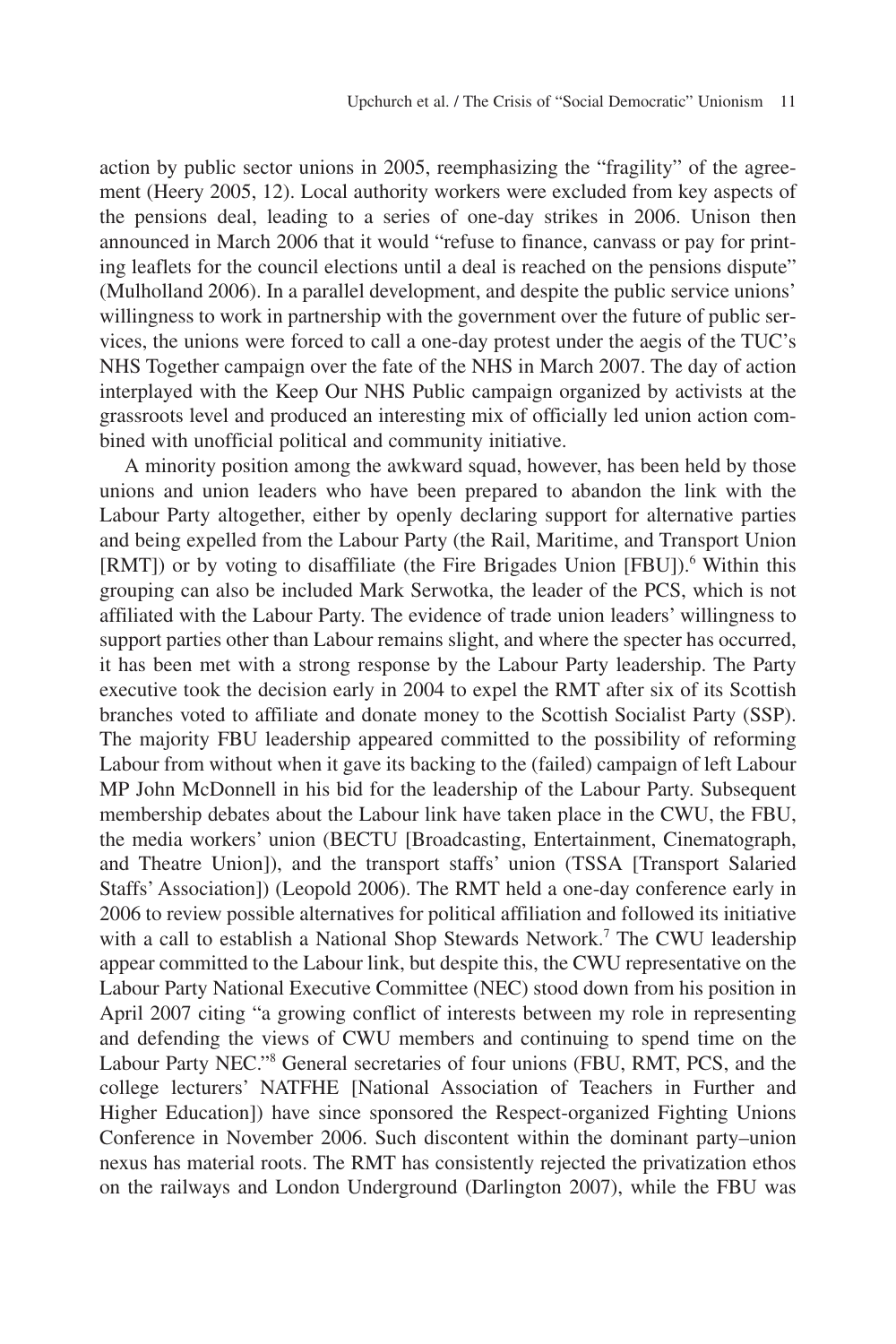action by public sector unions in 2005, reemphasizing the "fragility" of the agreement (Heery 2005, 12). Local authority workers were excluded from key aspects of the pensions deal, leading to a series of one-day strikes in 2006. Unison then announced in March 2006 that it would "refuse to finance, canvass or pay for printing leaflets for the council elections until a deal is reached on the pensions dispute" (Mulholland 2006). In a parallel development, and despite the public service unions' willingness to work in partnership with the government over the future of public services, the unions were forced to call a one-day protest under the aegis of the TUC's NHS Together campaign over the fate of the NHS in March 2007. The day of action interplayed with the Keep Our NHS Public campaign organized by activists at the grassroots level and produced an interesting mix of officially led union action combined with unofficial political and community initiative.

A minority position among the awkward squad, however, has been held by those unions and union leaders who have been prepared to abandon the link with the Labour Party altogether, either by openly declaring support for alternative parties and being expelled from the Labour Party (the Rail, Maritime, and Transport Union [RMT]) or by voting to disaffiliate (the Fire Brigades Union [FBU]).[6] Within this grouping can also be included Mark Serwotka, the leader of the PCS, which is not affiliated with the Labour Party. The evidence of trade union leaders' willingness to support parties other than Labour remains slight, and where the specter has occurred, it has been met with a strong response by the Labour Party leadership. The Party executive took the decision early in 2004 to expel the RMT after six of its Scottish branches voted to affiliate and donate money to the Scottish Socialist Party (SSP). The majority FBU leadership appeared committed to the possibility of reforming Labour from without when it gave its backing to the (failed) campaign of left Labour MP John McDonnell in his bid for the leadership of the Labour Party. Subsequent membership debates about the Labour link have taken place in the CWU, the FBU, the media workers' union (BECTU [Broadcasting, Entertainment, Cinematograph, and Theatre Union]), and the transport staffs' union (TSSA [Transport Salaried Staffs' Association]) (Leopold 2006). The RMT held a one-day conference early in 2006 to review possible alternatives for political affiliation and followed its initiative with a call to establish a National Shop Stewards Network.[7] The CWU leadership appear committed to the Labour link, but despite this, the CWU representative on the Labour Party National Executive Committee (NEC) stood down from his position in April 2007 citing "a growing conflict of interests between my role in representing and defending the views of CWU members and continuing to spend time on the Labour Party NEC."[8] General secretaries of four unions (FBU, RMT, PCS, and the college lecturers' NATFHE [National Association of Teachers in Further and Higher Education]) have since sponsored the Respect-organized Fighting Unions Conference in November 2006. Such discontent within the dominant party–union nexus has material roots. The RMT has consistently rejected the privatization ethos on the railways and London Underground (Darlington 2007), while the FBU was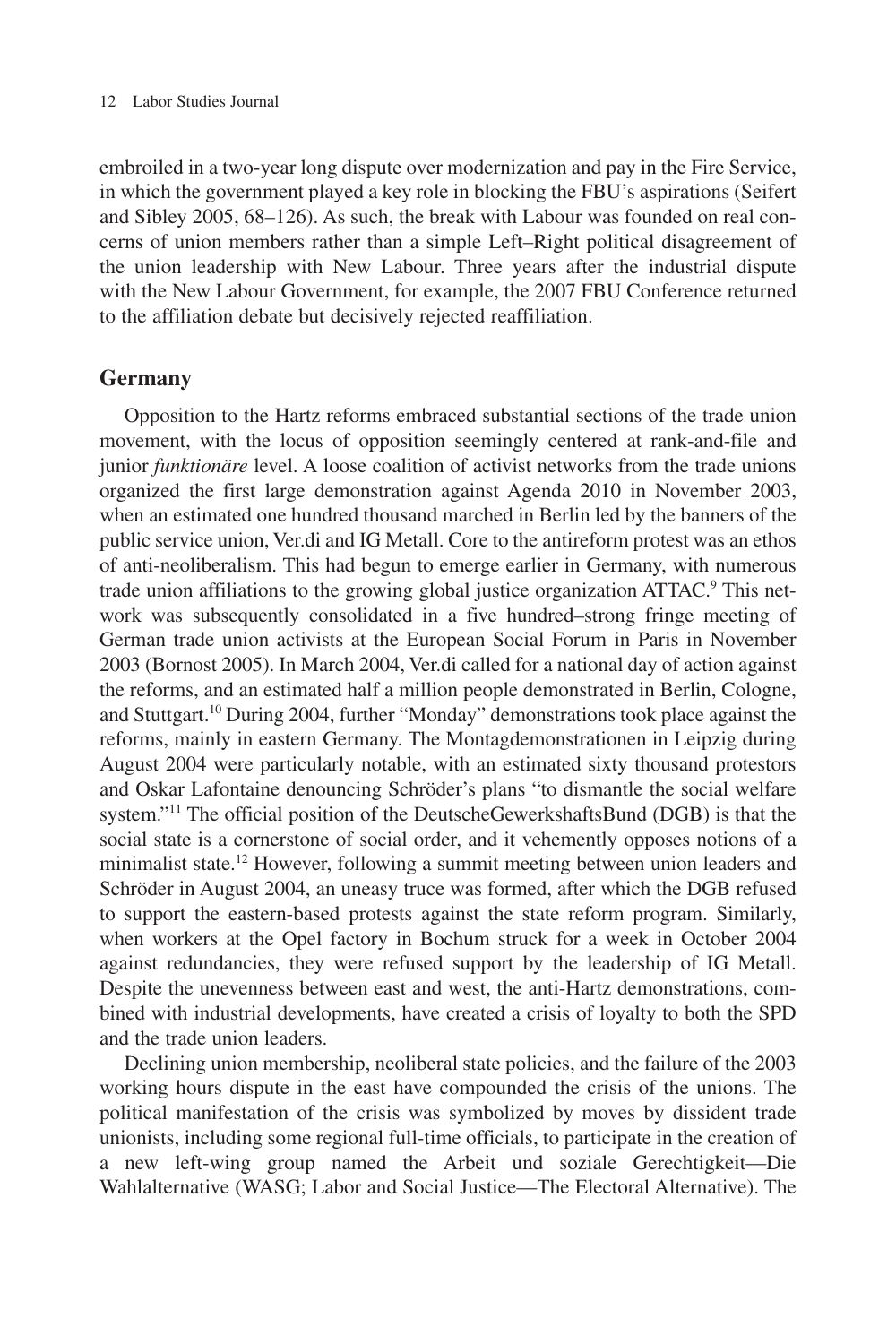embroiled in a two-year long dispute over modernization and pay in the Fire Service, in which the government played a key role in blocking the FBU's aspirations (Seifert and Sibley 2005, 68–126). As such, the break with Labour was founded on real concerns of union members rather than a simple Left–Right political disagreement of the union leadership with New Labour. Three years after the industrial dispute with the New Labour Government, for example, the 2007 FBU Conference returned to the affiliation debate but decisively rejected reaffiliation.

## Germany

Opposition to the Hartz reforms embraced substantial sections of the trade union movement, with the locus of opposition seemingly centered at rank-and-file and junior *funktionäre* level. A loose coalition of activist networks from the trade unions organized the first large demonstration against Agenda 2010 in November 2003, when an estimated one hundred thousand marched in Berlin led by the banners of the public service union, Ver.di and IG Metall. Core to the antireform protest was an ethos of anti-neoliberalism. This had begun to emerge earlier in Germany, with numerous trade union affiliations to the growing global justice organization ATTAC.[9] This network was subsequently consolidated in a five hundred–strong fringe meeting of German trade union activists at the European Social Forum in Paris in November 2003 (Bornost 2005). In March 2004, Ver.di called for a national day of action against the reforms, and an estimated half a million people demonstrated in Berlin, Cologne, and Stuttgart.[10] During 2004, further "Monday" demonstrations took place against the reforms, mainly in eastern Germany. The Montagdemonstrationen in Leipzig during August 2004 were particularly notable, with an estimated sixty thousand protestors and Oskar Lafontaine denouncing Schröder's plans "to dismantle the social welfare system."[11] The official position of the DeutscheGewerkshaftsBund (DGB) is that the social state is a cornerstone of social order, and it vehemently opposes notions of a minimalist state.[12] However, following a summit meeting between union leaders and Schröder in August 2004, an uneasy truce was formed, after which the DGB refused to support the eastern-based protests against the state reform program. Similarly, when workers at the Opel factory in Bochum struck for a week in October 2004 against redundancies, they were refused support by the leadership of IG Metall. Despite the unevenness between east and west, the anti-Hartz demonstrations, combined with industrial developments, have created a crisis of loyalty to both the SPD and the trade union leaders.

Declining union membership, neoliberal state policies, and the failure of the 2003 working hours dispute in the east have compounded the crisis of the unions. The political manifestation of the crisis was symbolized by moves by dissident trade unionists, including some regional full-time officials, to participate in the creation of a new left-wing group named the Arbeit und soziale Gerechtigkeit—Die Wahlalternative (WASG; Labor and Social Justice—The Electoral Alternative). The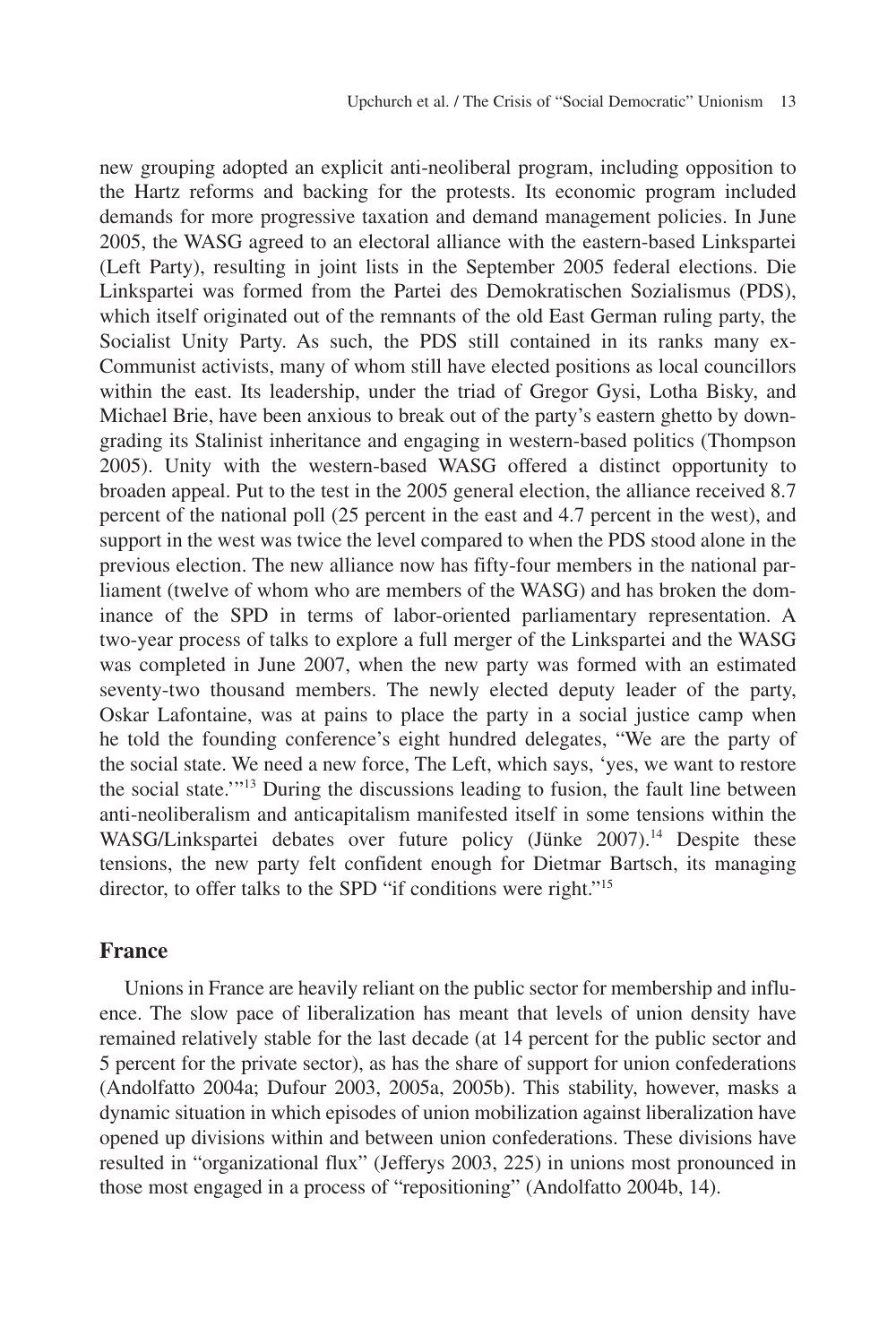new grouping adopted an explicit anti-neoliberal program, including opposition to the Hartz reforms and backing for the protests. Its economic program included demands for more progressive taxation and demand management policies. In June 2005, the WASG agreed to an electoral alliance with the eastern-based Linkspartei (Left Party), resulting in joint lists in the September 2005 federal elections. Die Linkspartei was formed from the Partei des Demokratischen Sozialismus (PDS), which itself originated out of the remnants of the old East German ruling party, the Socialist Unity Party. As such, the PDS still contained in its ranks many ex-Communist activists, many of whom still have elected positions as local councillors within the east. Its leadership, under the triad of Gregor Gysi, Lotha Bisky, and Michael Brie, have been anxious to break out of the party's eastern ghetto by downgrading its Stalinist inheritance and engaging in western-based politics (Thompson 2005). Unity with the western-based WASG offered a distinct opportunity to broaden appeal. Put to the test in the 2005 general election, the alliance received 8.7 percent of the national poll (25 percent in the east and 4.7 percent in the west), and support in the west was twice the level compared to when the PDS stood alone in the previous election. The new alliance now has fifty-four members in the national parliament (twelve of whom who are members of the WASG) and has broken the dominance of the SPD in terms of labor-oriented parliamentary representation. A two-year process of talks to explore a full merger of the Linkspartei and the WASG was completed in June 2007, when the new party was formed with an estimated seventy-two thousand members. The newly elected deputy leader of the party, Oskar Lafontaine, was at pains to place the party in a social justice camp when he told the founding conference's eight hundred delegates, "We are the party of the social state. We need a new force, The Left, which says, 'yes, we want to restore the social state.'"[13] During the discussions leading to fusion, the fault line between anti-neoliberalism and anticapitalism manifested itself in some tensions within the WASG/Linkspartei debates over future policy (Jünke 2007).[14] Despite these tensions, the new party felt confident enough for Dietmar Bartsch, its managing director, to offer talks to the SPD "if conditions were right."[15]

## France

Unions in France are heavily reliant on the public sector for membership and influence. The slow pace of liberalization has meant that levels of union density have remained relatively stable for the last decade (at 14 percent for the public sector and 5 percent for the private sector), as has the share of support for union confederations (Andolfatto 2004a; Dufour 2003, 2005a, 2005b). This stability, however, masks a dynamic situation in which episodes of union mobilization against liberalization have opened up divisions within and between union confederations. These divisions have resulted in "organizational flux" (Jefferys 2003, 225) in unions most pronounced in those most engaged in a process of "repositioning" (Andolfatto 2004b, 14).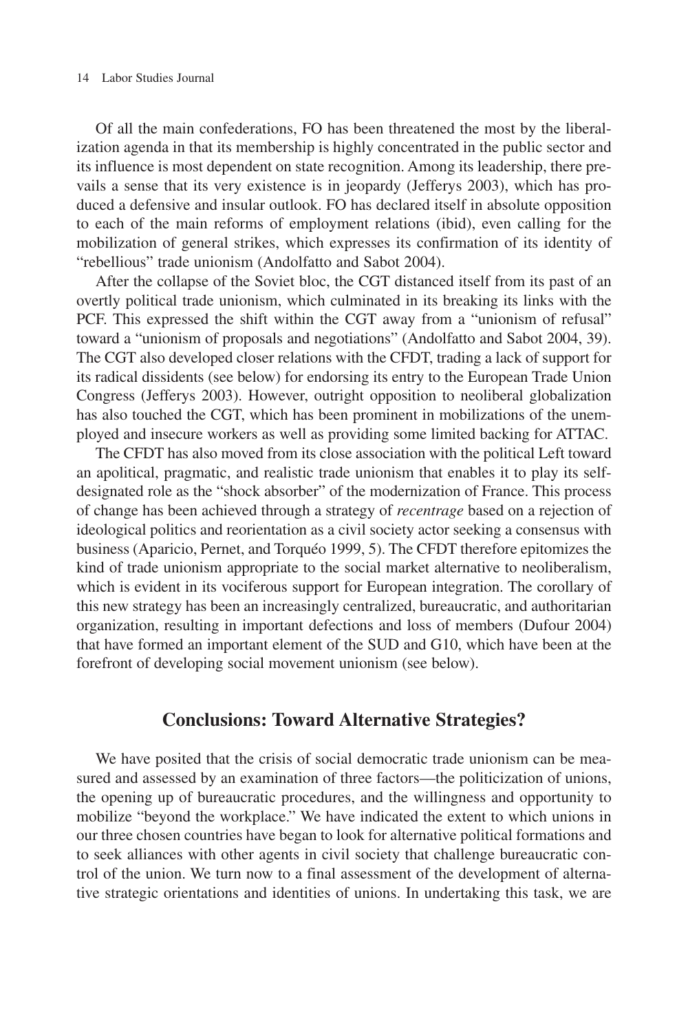Of all the main confederations, FO has been threatened the most by the liberalization agenda in that its membership is highly concentrated in the public sector and its influence is most dependent on state recognition. Among its leadership, there prevails a sense that its very existence is in jeopardy (Jefferys 2003), which has produced a defensive and insular outlook. FO has declared itself in absolute opposition to each of the main reforms of employment relations (ibid), even calling for the mobilization of general strikes, which expresses its confirmation of its identity of "rebellious" trade unionism (Andolfatto and Sabot 2004).

After the collapse of the Soviet bloc, the CGT distanced itself from its past of an overtly political trade unionism, which culminated in its breaking its links with the PCF. This expressed the shift within the CGT away from a "unionism of refusal" toward a "unionism of proposals and negotiations" (Andolfatto and Sabot 2004, 39). The CGT also developed closer relations with the CFDT, trading a lack of support for its radical dissidents (see below) for endorsing its entry to the European Trade Union Congress (Jefferys 2003). However, outright opposition to neoliberal globalization has also touched the CGT, which has been prominent in mobilizations of the unemployed and insecure workers as well as providing some limited backing for ATTAC.

The CFDT has also moved from its close association with the political Left toward an apolitical, pragmatic, and realistic trade unionism that enables it to play its self-designated role as the "shock absorber" of the modernization of France. This process of change has been achieved through a strategy of *recentrage* based on a rejection of ideological politics and reorientation as a civil society actor seeking a consensus with business (Aparicio, Pernet, and Torquéo 1999, 5). The CFDT therefore epitomizes the kind of trade unionism appropriate to the social market alternative to neoliberalism, which is evident in its vociferous support for European integration. The corollary of this new strategy has been an increasingly centralized, bureaucratic, and authoritarian organization, resulting in important defections and loss of members (Dufour 2004) that have formed an important element of the SUD and G10, which have been at the forefront of developing social movement unionism (see below).

## Conclusions: Toward Alternative Strategies?

We have posited that the crisis of social democratic trade unionism can be measured and assessed by an examination of three factors—the politicization of unions, the opening up of bureaucratic procedures, and the willingness and opportunity to mobilize "beyond the workplace." We have indicated the extent to which unions in our three chosen countries have began to look for alternative political formations and to seek alliances with other agents in civil society that challenge bureaucratic control of the union. We turn now to a final assessment of the development of alternative strategic orientations and identities of unions. In undertaking this task, we are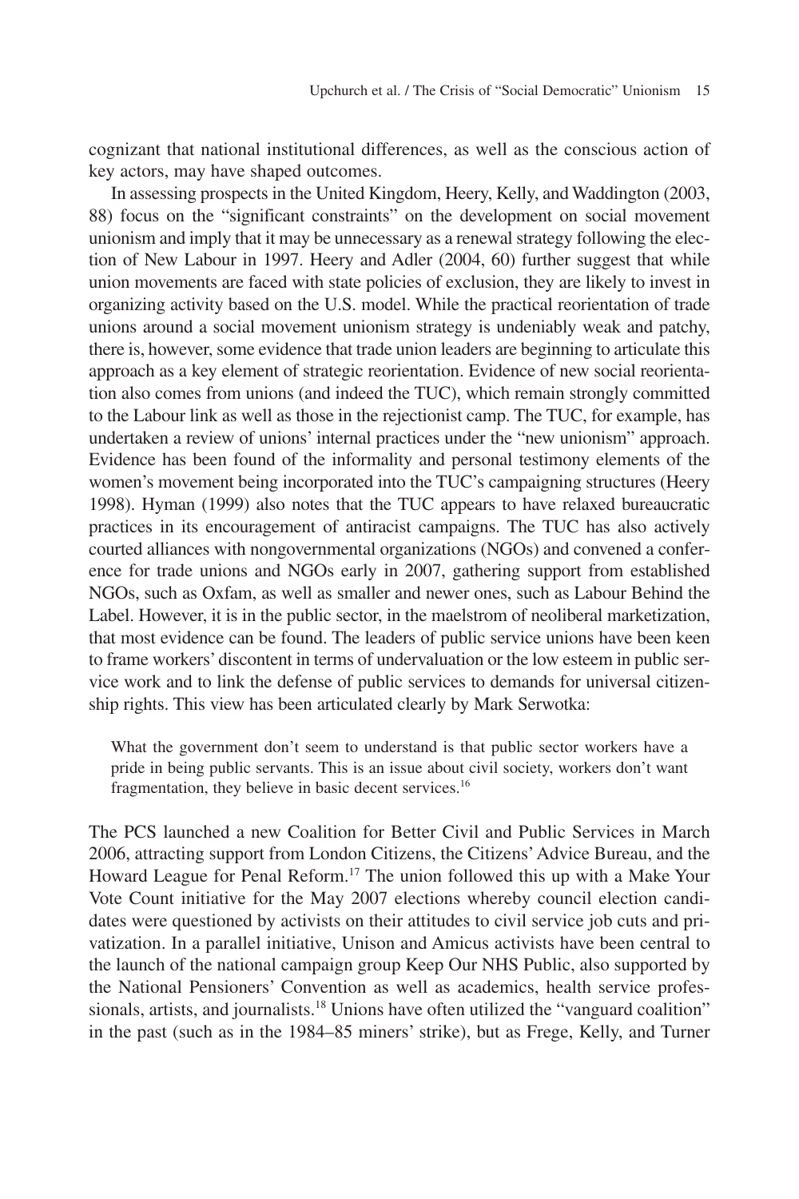cognizant that national institutional differences, as well as the conscious action of key actors, may have shaped outcomes.

In assessing prospects in the United Kingdom, Heery, Kelly, and Waddington (2003, 88) focus on the "significant constraints" on the development on social movement unionism and imply that it may be unnecessary as a renewal strategy following the election of New Labour in 1997. Heery and Adler (2004, 60) further suggest that while union movements are faced with state policies of exclusion, they are likely to invest in organizing activity based on the U.S. model. While the practical reorientation of trade unions around a social movement unionism strategy is undeniably weak and patchy, there is, however, some evidence that trade union leaders are beginning to articulate this approach as a key element of strategic reorientation. Evidence of new social reorientation also comes from unions (and indeed the TUC), which remain strongly committed to the Labour link as well as those in the rejectionist camp. The TUC, for example, has undertaken a review of unions' internal practices under the "new unionism" approach. Evidence has been found of the informality and personal testimony elements of the women's movement being incorporated into the TUC's campaigning structures (Heery 1998). Hyman (1999) also notes that the TUC appears to have relaxed bureaucratic practices in its encouragement of antiracist campaigns. The TUC has also actively courted alliances with nongovernmental organizations (NGOs) and convened a conference for trade unions and NGOs early in 2007, gathering support from established NGOs, such as Oxfam, as well as smaller and newer ones, such as Labour Behind the Label. However, it is in the public sector, in the maelstrom of neoliberal marketization, that most evidence can be found. The leaders of public service unions have been keen to frame workers' discontent in terms of undervaluation or the low esteem in public service work and to link the defense of public services to demands for universal citizenship rights. This view has been articulated clearly by Mark Serwotka:

> What the government don't seem to understand is that public sector workers have a pride in being public servants. This is an issue about civil society, workers don't want fragmentation, they believe in basic decent services.[16]

The PCS launched a new Coalition for Better Civil and Public Services in March 2006, attracting support from London Citizens, the Citizens' Advice Bureau, and the Howard League for Penal Reform.[17] The union followed this up with a Make Your Vote Count initiative for the May 2007 elections whereby council election candidates were questioned by activists on their attitudes to civil service job cuts and privatization. In a parallel initiative, Unison and Amicus activists have been central to the launch of the national campaign group Keep Our NHS Public, also supported by the National Pensioners' Convention as well as academics, health service professionals, artists, and journalists.[18] Unions have often utilized the "vanguard coalition" in the past (such as in the 1984–85 miners' strike), but as Frege, Kelly, and Turner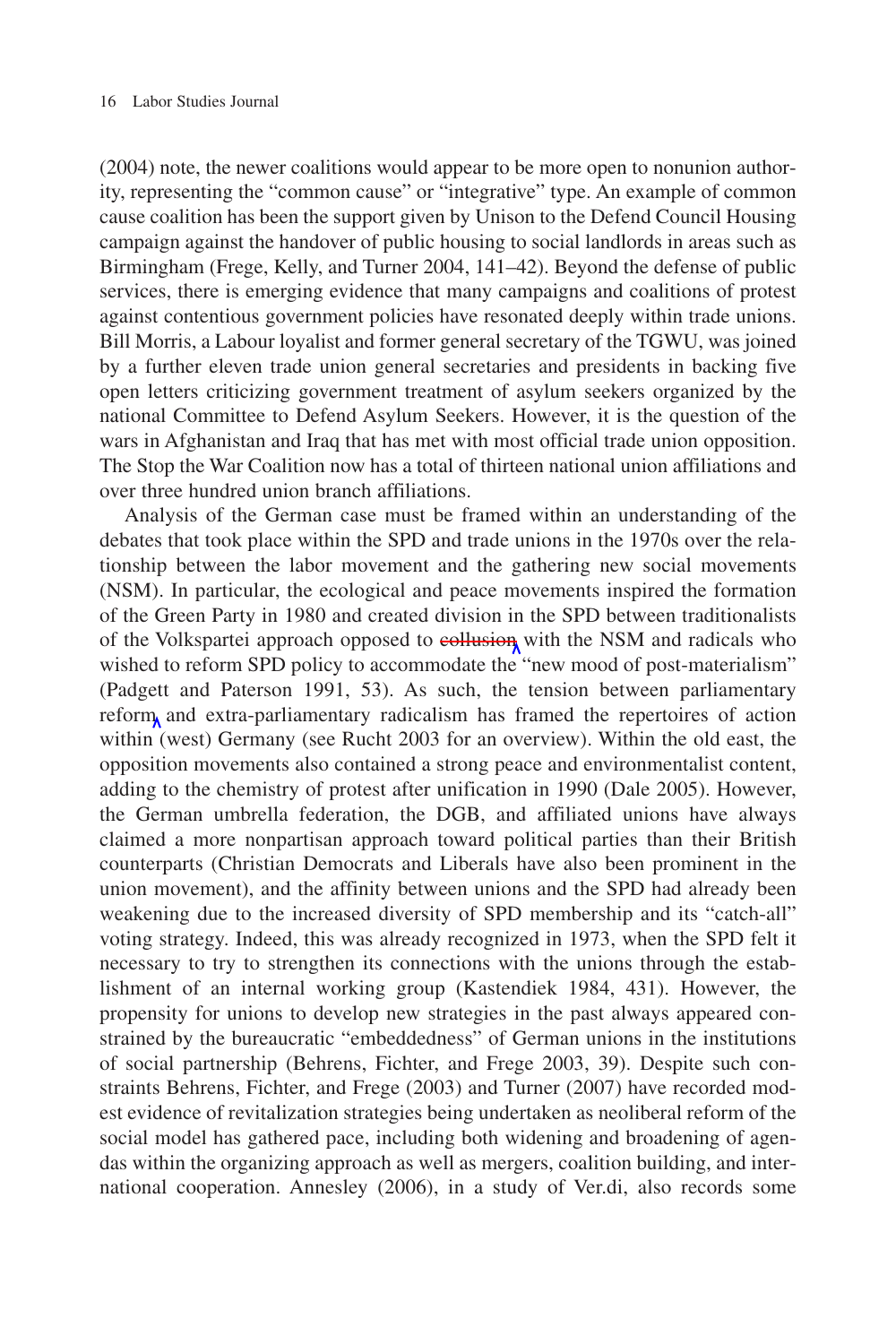(2004) note, the newer coalitions would appear to be more open to nonunion authority, representing the "common cause" or "integrative" type. An example of common cause coalition has been the support given by Unison to the Defend Council Housing campaign against the handover of public housing to social landlords in areas such as Birmingham (Frege, Kelly, and Turner 2004, 141–42). Beyond the defense of public services, there is emerging evidence that many campaigns and coalitions of protest against contentious government policies have resonated deeply within trade unions. Bill Morris, a Labour loyalist and former general secretary of the TGWU, was joined by a further eleven trade union general secretaries and presidents in backing five open letters criticizing government treatment of asylum seekers organized by the national Committee to Defend Asylum Seekers. However, it is the question of the wars in Afghanistan and Iraq that has met with most official trade union opposition. The Stop the War Coalition now has a total of thirteen national union affiliations and over three hundred union branch affiliations.

Analysis of the German case must be framed within an understanding of the debates that took place within the SPD and trade unions in the 1970s over the relationship between the labor movement and the gathering new social movements (NSM). In particular, the ecological and peace movements inspired the formation of the Green Party in 1980 and created division in the SPD between traditionalists of the Volkspartei approach opposed to ~~collusion~~ with the NSM and radicals who wished to reform SPD policy to accommodate the "new mood of post-materialism" (Padgett and Paterson 1991, 53). As such, the tension between parliamentary reform and extra-parliamentary radicalism has framed the repertoires of action within (west) Germany (see Rucht 2003 for an overview). Within the old east, the opposition movements also contained a strong peace and environmentalist content, adding to the chemistry of protest after unification in 1990 (Dale 2005). However, the German umbrella federation, the DGB, and affiliated unions have always claimed a more nonpartisan approach toward political parties than their British counterparts (Christian Democrats and Liberals have also been prominent in the union movement), and the affinity between unions and the SPD had already been weakening due to the increased diversity of SPD membership and its "catch-all" voting strategy. Indeed, this was already recognized in 1973, when the SPD felt it necessary to try to strengthen its connections with the unions through the establishment of an internal working group (Kastendiek 1984, 431). However, the propensity for unions to develop new strategies in the past always appeared constrained by the bureaucratic "embeddedness" of German unions in the institutions of social partnership (Behrens, Fichter, and Frege 2003, 39). Despite such constraints Behrens, Fichter, and Frege (2003) and Turner (2007) have recorded modest evidence of revitalization strategies being undertaken as neoliberal reform of the social model has gathered pace, including both widening and broadening of agendas within the organizing approach as well as mergers, coalition building, and international cooperation. Annesley (2006), in a study of Ver.di, also records some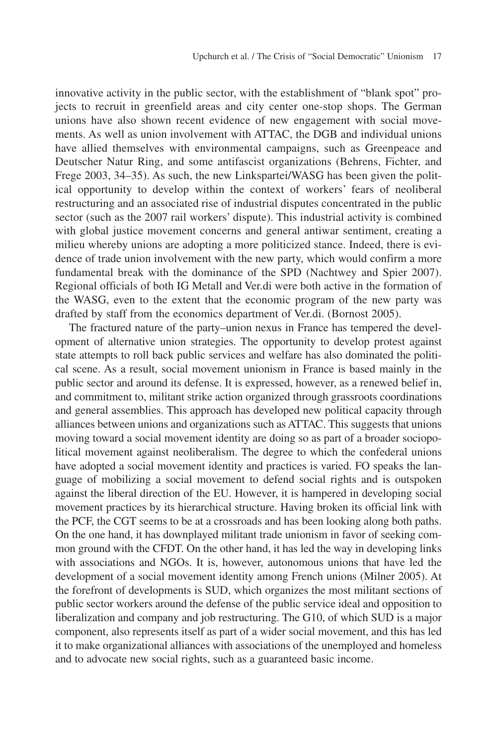innovative activity in the public sector, with the establishment of "blank spot" projects to recruit in greenfield areas and city center one-stop shops. The German unions have also shown recent evidence of new engagement with social movements. As well as union involvement with ATTAC, the DGB and individual unions have allied themselves with environmental campaigns, such as Greenpeace and Deutscher Natur Ring, and some antifascist organizations (Behrens, Fichter, and Frege 2003, 34–35). As such, the new Linkspartei/WASG has been given the political opportunity to develop within the context of workers' fears of neoliberal restructuring and an associated rise of industrial disputes concentrated in the public sector (such as the 2007 rail workers' dispute). This industrial activity is combined with global justice movement concerns and general antiwar sentiment, creating a milieu whereby unions are adopting a more politicized stance. Indeed, there is evidence of trade union involvement with the new party, which would confirm a more fundamental break with the dominance of the SPD (Nachtwey and Spier 2007). Regional officials of both IG Metall and Ver.di were both active in the formation of the WASG, even to the extent that the economic program of the new party was drafted by staff from the economics department of Ver.di. (Bornost 2005).

The fractured nature of the party–union nexus in France has tempered the development of alternative union strategies. The opportunity to develop protest against state attempts to roll back public services and welfare has also dominated the political scene. As a result, social movement unionism in France is based mainly in the public sector and around its defense. It is expressed, however, as a renewed belief in, and commitment to, militant strike action organized through grassroots coordinations and general assemblies. This approach has developed new political capacity through alliances between unions and organizations such as ATTAC. This suggests that unions moving toward a social movement identity are doing so as part of a broader sociopolitical movement against neoliberalism. The degree to which the confederal unions have adopted a social movement identity and practices is varied. FO speaks the language of mobilizing a social movement to defend social rights and is outspoken against the liberal direction of the EU. However, it is hampered in developing social movement practices by its hierarchical structure. Having broken its official link with the PCF, the CGT seems to be at a crossroads and has been looking along both paths. On the one hand, it has downplayed militant trade unionism in favor of seeking common ground with the CFDT. On the other hand, it has led the way in developing links with associations and NGOs. It is, however, autonomous unions that have led the development of a social movement identity among French unions (Milner 2005). At the forefront of developments is SUD, which organizes the most militant sections of public sector workers around the defense of the public service ideal and opposition to liberalization and company and job restructuring. The G10, of which SUD is a major component, also represents itself as part of a wider social movement, and this has led it to make organizational alliances with associations of the unemployed and homeless and to advocate new social rights, such as a guaranteed basic income.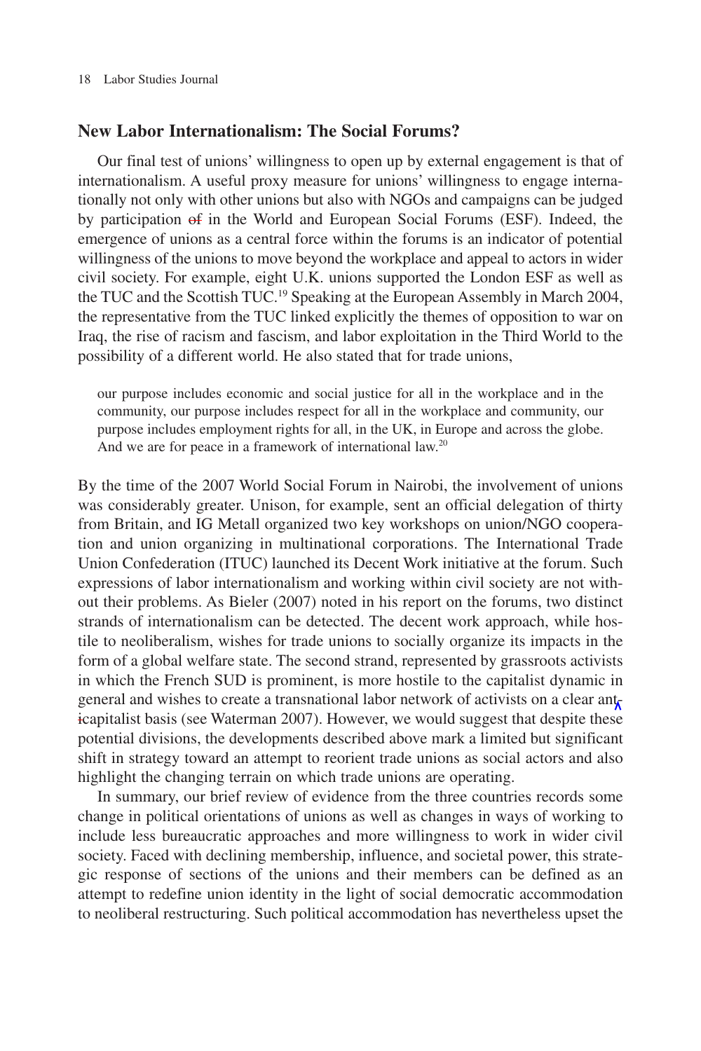## New Labor Internationalism: The Social Forums?

Our final test of unions' willingness to open up by external engagement is that of internationalism. A useful proxy measure for unions' willingness to engage internationally not only with other unions but also with NGOs and campaigns can be judged by participation of in the World and European Social Forums (ESF). Indeed, the emergence of unions as a central force within the forums is an indicator of potential willingness of the unions to move beyond the workplace and appeal to actors in wider civil society. For example, eight U.K. unions supported the London ESF as well as the TUC and the Scottish TUC.[19] Speaking at the European Assembly in March 2004, the representative from the TUC linked explicitly the themes of opposition to war on Iraq, the rise of racism and fascism, and labor exploitation in the Third World to the possibility of a different world. He also stated that for trade unions,

> our purpose includes economic and social justice for all in the workplace and in the community, our purpose includes respect for all in the workplace and community, our purpose includes employment rights for all, in the UK, in Europe and across the globe. And we are for peace in a framework of international law.[20]

By the time of the 2007 World Social Forum in Nairobi, the involvement of unions was considerably greater. Unison, for example, sent an official delegation of thirty from Britain, and IG Metall organized two key workshops on union/NGO cooperation and union organizing in multinational corporations. The International Trade Union Confederation (ITUC) launched its Decent Work initiative at the forum. Such expressions of labor internationalism and working within civil society are not without their problems. As Bieler (2007) noted in his report on the forums, two distinct strands of internationalism can be detected. The decent work approach, while hostile to neoliberalism, wishes for trade unions to socially organize its impacts in the form of a global welfare state. The second strand, represented by grassroots activists in which the French SUD is prominent, is more hostile to the capitalist dynamic in general and wishes to create a transnational labor network of activists on a clear anticapitalist basis (see Waterman 2007). However, we would suggest that despite these potential divisions, the developments described above mark a limited but significant shift in strategy toward an attempt to reorient trade unions as social actors and also highlight the changing terrain on which trade unions are operating.

In summary, our brief review of evidence from the three countries records some change in political orientations of unions as well as changes in ways of working to include less bureaucratic approaches and more willingness to work in wider civil society. Faced with declining membership, influence, and societal power, this strategic response of sections of the unions and their members can be defined as an attempt to redefine union identity in the light of social democratic accommodation to neoliberal restructuring. Such political accommodation has nevertheless upset the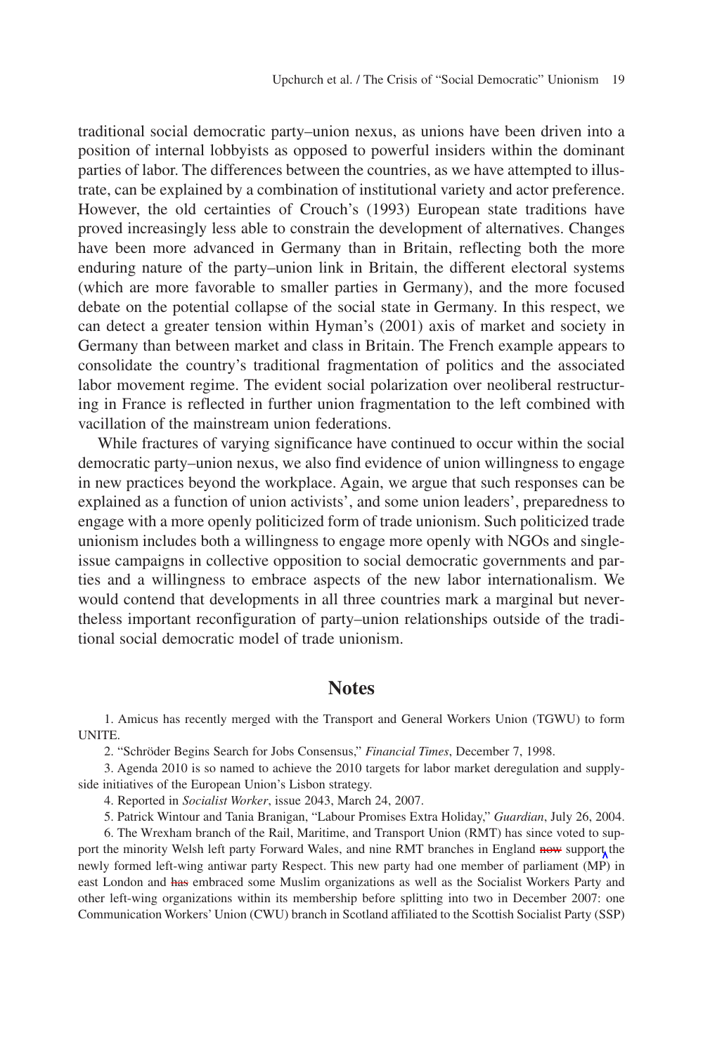traditional social democratic party–union nexus, as unions have been driven into a position of internal lobbyists as opposed to powerful insiders within the dominant parties of labor. The differences between the countries, as we have attempted to illustrate, can be explained by a combination of institutional variety and actor preference. However, the old certainties of Crouch's (1993) European state traditions have proved increasingly less able to constrain the development of alternatives. Changes have been more advanced in Germany than in Britain, reflecting both the more enduring nature of the party–union link in Britain, the different electoral systems (which are more favorable to smaller parties in Germany), and the more focused debate on the potential collapse of the social state in Germany. In this respect, we can detect a greater tension within Hyman's (2001) axis of market and society in Germany than between market and class in Britain. The French example appears to consolidate the country's traditional fragmentation of politics and the associated labor movement regime. The evident social polarization over neoliberal restructuring in France is reflected in further union fragmentation to the left combined with vacillation of the mainstream union federations.

While fractures of varying significance have continued to occur within the social democratic party–union nexus, we also find evidence of union willingness to engage in new practices beyond the workplace. Again, we argue that such responses can be explained as a function of union activists', and some union leaders', preparedness to engage with a more openly politicized form of trade unionism. Such politicized trade unionism includes both a willingness to engage more openly with NGOs and single-issue campaigns in collective opposition to social democratic governments and parties and a willingness to embrace aspects of the new labor internationalism. We would contend that developments in all three countries mark a marginal but nevertheless important reconfiguration of party–union relationships outside of the traditional social democratic model of trade unionism.

## Notes

1. Amicus has recently merged with the Transport and General Workers Union (TGWU) to form UNITE.

2. "Schröder Begins Search for Jobs Consensus," *Financial Times*, December 7, 1998.

3. Agenda 2010 is so named to achieve the 2010 targets for labor market deregulation and supply-side initiatives of the European Union's Lisbon strategy.

4. Reported in *Socialist Worker*, issue 2043, March 24, 2007.

5. Patrick Wintour and Tania Branigan, "Labour Promises Extra Holiday," *Guardian*, July 26, 2004.

6. The Wrexham branch of the Rail, Maritime, and Transport Union (RMT) has since voted to support the minority Welsh left party Forward Wales, and nine RMT branches in England ~~now~~ support the newly formed left-wing antiwar party Respect. This new party had one member of parliament (MP) in east London and ~~has~~ embraced some Muslim organizations as well as the Socialist Workers Party and other left-wing organizations within its membership before splitting into two in December 2007: one Communication Workers' Union (CWU) branch in Scotland affiliated to the Scottish Socialist Party (SSP)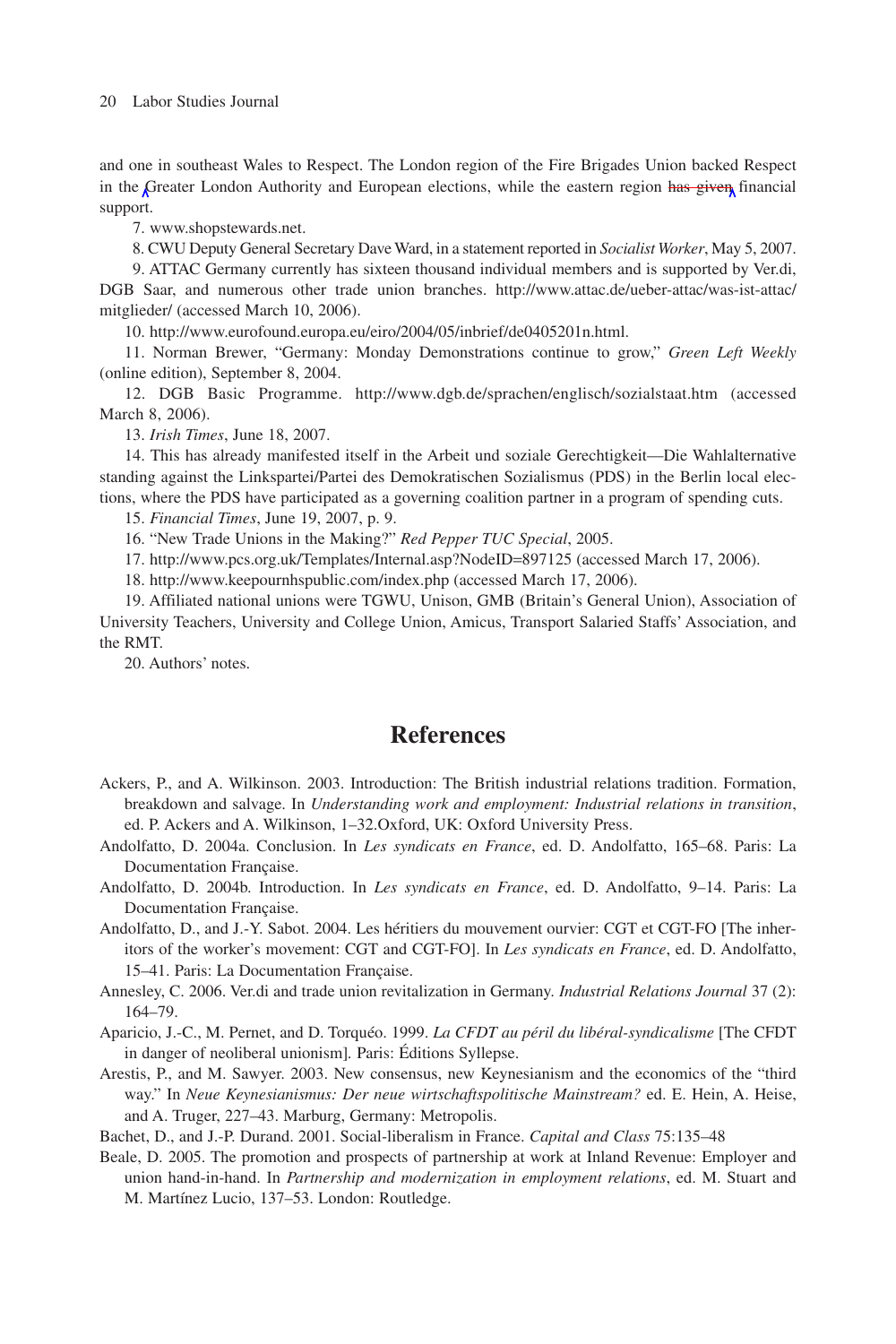and one in southeast Wales to Respect. The London region of the Fire Brigades Union backed Respect in the Greater London Authority and European elections, while the eastern region has given financial support.

7. www.shopstewards.net.

8. CWU Deputy General Secretary Dave Ward, in a statement reported in *Socialist Worker*, May 5, 2007.

9. ATTAC Germany currently has sixteen thousand individual members and is supported by Ver.di, DGB Saar, and numerous other trade union branches. http://www.attac.de/ueber-attac/was-ist-attac/mitglieder/ (accessed March 10, 2006).

10. http://www.eurofound.europa.eu/eiro/2004/05/inbrief/de0405201n.html.

11. Norman Brewer, "Germany: Monday Demonstrations continue to grow," *Green Left Weekly* (online edition), September 8, 2004.

12. DGB Basic Programme. http://www.dgb.de/sprachen/englisch/sozialstaat.htm (accessed March 8, 2006).

13. *Irish Times*, June 18, 2007.

14. This has already manifested itself in the Arbeit und soziale Gerechtigkeit—Die Wahlalternative standing against the Linkspartei/Partei des Demokratischen Sozialismus (PDS) in the Berlin local elections, where the PDS have participated as a governing coalition partner in a program of spending cuts.

15. *Financial Times*, June 19, 2007, p. 9.

16. "New Trade Unions in the Making?" *Red Pepper TUC Special*, 2005.

17. http://www.pcs.org.uk/Templates/Internal.asp?NodeID=897125 (accessed March 17, 2006).

18. http://www.keepournhspublic.com/index.php (accessed March 17, 2006).

19. Affiliated national unions were TGWU, Unison, GMB (Britain's General Union), Association of University Teachers, University and College Union, Amicus, Transport Salaried Staffs' Association, and the RMT.

20. Authors' notes.

## References

Ackers, P., and A. Wilkinson. 2003. Introduction: The British industrial relations tradition. Formation, breakdown and salvage. In *Understanding work and employment: Industrial relations in transition*, ed. P. Ackers and A. Wilkinson, 1–32.Oxford, UK: Oxford University Press.

Andolfatto, D. 2004a. Conclusion. In *Les syndicats en France*, ed. D. Andolfatto, 165–68. Paris: La Documentation Française.

Andolfatto, D. 2004b. Introduction. In *Les syndicats en France*, ed. D. Andolfatto, 9–14. Paris: La Documentation Française.

Andolfatto, D., and J.-Y. Sabot. 2004. Les héritiers du mouvement ourvier: CGT et CGT-FO [The inheritors of the worker's movement: CGT and CGT-FO]. In *Les syndicats en France*, ed. D. Andolfatto, 15–41. Paris: La Documentation Française.

Annesley, C. 2006. Ver.di and trade union revitalization in Germany. *Industrial Relations Journal* 37 (2): 164–79.

Aparicio, J.-C., M. Pernet, and D. Torquéo. 1999. *La CFDT au péril du libéral-syndicalisme* [The CFDT in danger of neoliberal unionism]. Paris: Éditions Syllepse.

Arestis, P., and M. Sawyer. 2003. New consensus, new Keynesianism and the economics of the "third way." In *Neue Keynesianismus: Der neue wirtschaftspolitische Mainstream?* ed. E. Hein, A. Heise, and A. Truger, 227–43. Marburg, Germany: Metropolis.

Bachet, D., and J.-P. Durand. 2001. Social-liberalism in France. *Capital and Class* 75:135–48

Beale, D. 2005. The promotion and prospects of partnership at work at Inland Revenue: Employer and union hand-in-hand. In *Partnership and modernization in employment relations*, ed. M. Stuart and M. Martínez Lucio, 137–53. London: Routledge.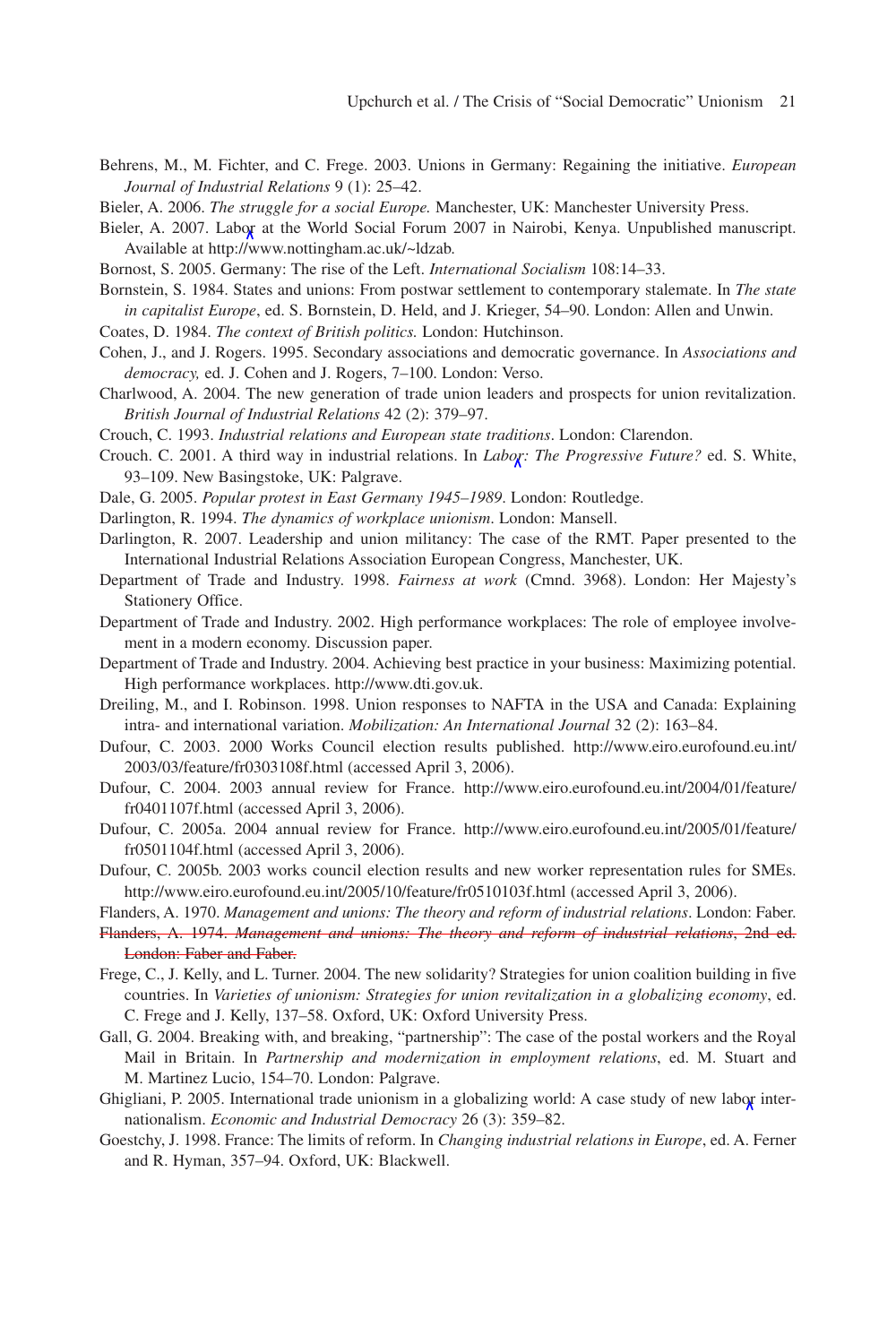Behrens, M., M. Fichter, and C. Frege. 2003. Unions in Germany: Regaining the initiative. *European Journal of Industrial Relations* 9 (1): 25–42.

Bieler, A. 2006. *The struggle for a social Europe.* Manchester, UK: Manchester University Press.

Bieler, A. 2007. Labor at the World Social Forum 2007 in Nairobi, Kenya. Unpublished manuscript. Available at http://www.nottingham.ac.uk/~ldzab.

Bornost, S. 2005. Germany: The rise of the Left. *International Socialism* 108:14–33.

Bornstein, S. 1984. States and unions: From postwar settlement to contemporary stalemate. In *The state in capitalist Europe*, ed. S. Bornstein, D. Held, and J. Krieger, 54–90. London: Allen and Unwin.

Coates, D. 1984. *The context of British politics.* London: Hutchinson.

Cohen, J., and J. Rogers. 1995. Secondary associations and democratic governance. In *Associations and democracy,* ed. J. Cohen and J. Rogers, 7–100. London: Verso.

Charlwood, A. 2004. The new generation of trade union leaders and prospects for union revitalization. *British Journal of Industrial Relations* 42 (2): 379–97.

Crouch, C. 1993. *Industrial relations and European state traditions*. London: Clarendon.

Crouch. C. 2001. A third way in industrial relations. In *Labor: The Progressive Future?* ed. S. White, 93–109. New Basingstoke, UK: Palgrave.

Dale, G. 2005. *Popular protest in East Germany 1945–1989*. London: Routledge.

Darlington, R. 1994. *The dynamics of workplace unionism*. London: Mansell.

Darlington, R. 2007. Leadership and union militancy: The case of the RMT. Paper presented to the International Industrial Relations Association European Congress, Manchester, UK.

Department of Trade and Industry. 1998. *Fairness at work* (Cmnd. 3968). London: Her Majesty's Stationery Office.

Department of Trade and Industry. 2002. High performance workplaces: The role of employee involvement in a modern economy. Discussion paper.

Department of Trade and Industry. 2004. Achieving best practice in your business: Maximizing potential. High performance workplaces. http://www.dti.gov.uk.

Dreiling, M., and I. Robinson. 1998. Union responses to NAFTA in the USA and Canada: Explaining intra- and international variation. *Mobilization: An International Journal* 32 (2): 163–84.

Dufour, C. 2003. 2000 Works Council election results published. http://www.eiro.eurofound.eu.int/2003/03/feature/fr0303108f.html (accessed April 3, 2006).

Dufour, C. 2004. 2003 annual review for France. http://www.eiro.eurofound.eu.int/2004/01/feature/fr0401107f.html (accessed April 3, 2006).

Dufour, C. 2005a. 2004 annual review for France. http://www.eiro.eurofound.eu.int/2005/01/feature/fr0501104f.html (accessed April 3, 2006).

Dufour, C. 2005b. 2003 works council election results and new worker representation rules for SMEs. http://www.eiro.eurofound.eu.int/2005/10/feature/fr0510103f.html (accessed April 3, 2006).

Flanders, A. 1970. *Management and unions: The theory and reform of industrial relations*. London: Faber.

~~Flanders, A. 1974. *Management and unions: The theory and reform of industrial relations*, 2nd ed. London: Faber and Faber.~~

Frege, C., J. Kelly, and L. Turner. 2004. The new solidarity? Strategies for union coalition building in five countries. In *Varieties of unionism: Strategies for union revitalization in a globalizing economy*, ed. C. Frege and J. Kelly, 137–58. Oxford, UK: Oxford University Press.

Gall, G. 2004. Breaking with, and breaking, "partnership": The case of the postal workers and the Royal Mail in Britain. In *Partnership and modernization in employment relations*, ed. M. Stuart and M. Martinez Lucio, 154–70. London: Palgrave.

Ghigliani, P. 2005. International trade unionism in a globalizing world: A case study of new labor internationalism. *Economic and Industrial Democracy* 26 (3): 359–82.

Goestchy, J. 1998. France: The limits of reform. In *Changing industrial relations in Europe*, ed. A. Ferner and R. Hyman, 357–94. Oxford, UK: Blackwell.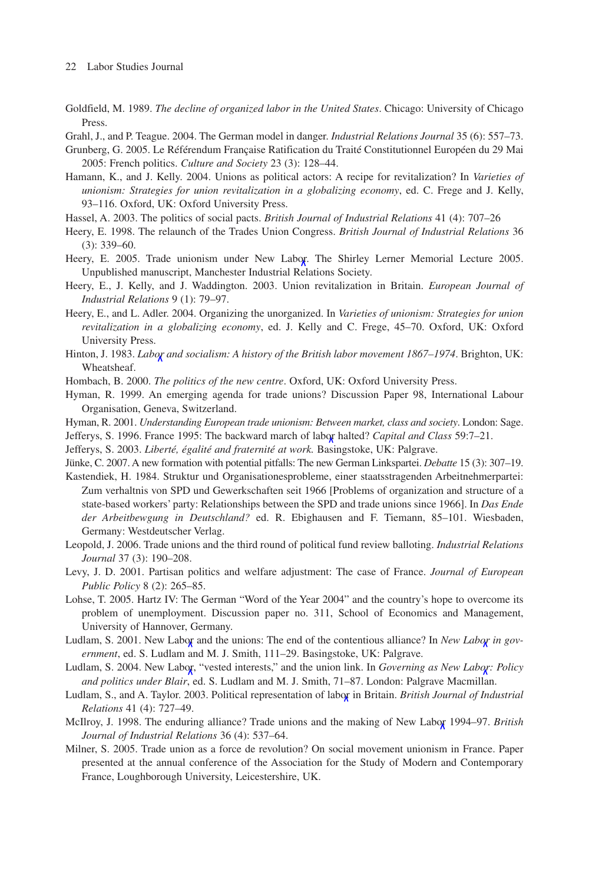Goldfield, M. 1989. *The decline of organized labor in the United States*. Chicago: University of Chicago Press.

Grahl, J., and P. Teague. 2004. The German model in danger. *Industrial Relations Journal* 35 (6): 557–73.

Grunberg, G. 2005. Le Référendum Française Ratification du Traité Constitutionnel Européen du 29 Mai 2005: French politics. *Culture and Society* 23 (3): 128–44.

Hamann, K., and J. Kelly. 2004. Unions as political actors: A recipe for revitalization? In *Varieties of unionism: Strategies for union revitalization in a globalizing economy*, ed. C. Frege and J. Kelly, 93–116. Oxford, UK: Oxford University Press.

Hassel, A. 2003. The politics of social pacts. *British Journal of Industrial Relations* 41 (4): 707–26

Heery, E. 1998. The relaunch of the Trades Union Congress. *British Journal of Industrial Relations* 36 (3): 339–60.

Heery, E. 2005. Trade unionism under New Labor. The Shirley Lerner Memorial Lecture 2005. Unpublished manuscript, Manchester Industrial Relations Society.

Heery, E., J. Kelly, and J. Waddington. 2003. Union revitalization in Britain. *European Journal of Industrial Relations* 9 (1): 79–97.

Heery, E., and L. Adler. 2004. Organizing the unorganized. In *Varieties of unionism: Strategies for union revitalization in a globalizing economy*, ed. J. Kelly and C. Frege, 45–70. Oxford, UK: Oxford University Press.

Hinton, J. 1983. *Labor and socialism: A history of the British labor movement 1867–1974*. Brighton, UK: Wheatsheaf.

Hombach, B. 2000. *The politics of the new centre*. Oxford, UK: Oxford University Press.

Hyman, R. 1999. An emerging agenda for trade unions? Discussion Paper 98, International Labour Organisation, Geneva, Switzerland.

Hyman, R. 2001. *Understanding European trade unionism: Between market, class and society*. London: Sage.

Jefferys, S. 1996. France 1995: The backward march of labor halted? *Capital and Class* 59:7–21.

Jefferys, S. 2003. *Liberté, égalité and fraternité at work.* Basingstoke, UK: Palgrave.

Jünke, C. 2007. A new formation with potential pitfalls: The new German Linkspartei. *Debatte* 15 (3): 307–19.

Kastendiek, H. 1984. Struktur und Organisationesprobleme, einer staatsstragenden Arbeitnehmerpartei: Zum verhaltnis von SPD und Gewerkschaften seit 1966 [Problems of organization and structure of a state-based workers' party: Relationships between the SPD and trade unions since 1966]. In *Das Ende der Arbeitbewgung in Deutschland?* ed. R. Ebighausen and F. Tiemann, 85–101. Wiesbaden, Germany: Westdeutscher Verlag.

Leopold, J. 2006. Trade unions and the third round of political fund review balloting. *Industrial Relations Journal* 37 (3): 190–208.

Levy, J. D. 2001. Partisan politics and welfare adjustment: The case of France. *Journal of European Public Policy* 8 (2): 265–85.

Lohse, T. 2005. Hartz IV: The German "Word of the Year 2004" and the country's hope to overcome its problem of unemployment. Discussion paper no. 311, School of Economics and Management, University of Hannover, Germany.

Ludlam, S. 2001. New Labor and the unions: The end of the contentious alliance? In *New Labor in government*, ed. S. Ludlam and M. J. Smith, 111–29. Basingstoke, UK: Palgrave.

Ludlam, S. 2004. New Labor, "vested interests," and the union link. In *Governing as New Labor: Policy and politics under Blair*, ed. S. Ludlam and M. J. Smith, 71–87. London: Palgrave Macmillan.

Ludlam, S., and A. Taylor. 2003. Political representation of labor in Britain. *British Journal of Industrial Relations* 41 (4): 727–49.

McIlroy, J. 1998. The enduring alliance? Trade unions and the making of New Labor 1994–97. *British Journal of Industrial Relations* 36 (4): 537–64.

Milner, S. 2005. Trade union as a force de revolution? On social movement unionism in France. Paper presented at the annual conference of the Association for the Study of Modern and Contemporary France, Loughborough University, Leicestershire, UK.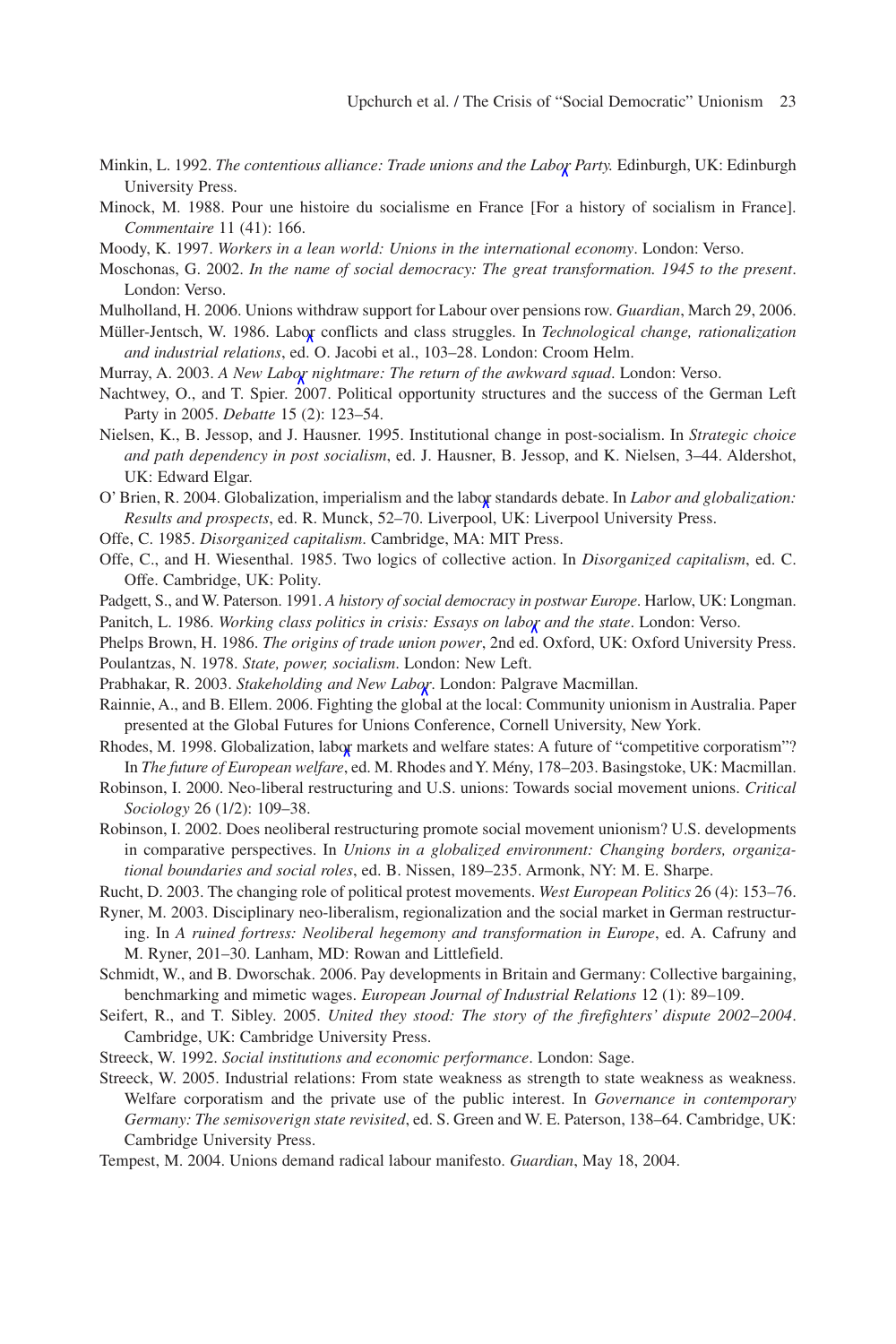Minkin, L. 1992. *The contentious alliance: Trade unions and the Labor Party.* Edinburgh, UK: Edinburgh University Press.

Minock, M. 1988. Pour une histoire du socialisme en France [For a history of socialism in France]. *Commentaire* 11 (41): 166.

Moody, K. 1997. *Workers in a lean world: Unions in the international economy*. London: Verso.

Moschonas, G. 2002. *In the name of social democracy: The great transformation. 1945 to the present*. London: Verso.

Mulholland, H. 2006. Unions withdraw support for Labour over pensions row. *Guardian*, March 29, 2006.

Müller-Jentsch, W. 1986. Labor conflicts and class struggles. In *Technological change, rationalization and industrial relations*, ed. O. Jacobi et al., 103–28. London: Croom Helm.

Murray, A. 2003. *A New Labor nightmare: The return of the awkward squad*. London: Verso.

Nachtwey, O., and T. Spier. 2007. Political opportunity structures and the success of the German Left Party in 2005. *Debatte* 15 (2): 123–54.

Nielsen, K., B. Jessop, and J. Hausner. 1995. Institutional change in post-socialism. In *Strategic choice and path dependency in post socialism*, ed. J. Hausner, B. Jessop, and K. Nielsen, 3–44. Aldershot, UK: Edward Elgar.

O' Brien, R. 2004. Globalization, imperialism and the labor standards debate. In *Labor and globalization: Results and prospects*, ed. R. Munck, 52–70. Liverpool, UK: Liverpool University Press.

Offe, C. 1985. *Disorganized capitalism*. Cambridge, MA: MIT Press.

Offe, C., and H. Wiesenthal. 1985. Two logics of collective action. In *Disorganized capitalism*, ed. C. Offe. Cambridge, UK: Polity.

Padgett, S., and W. Paterson. 1991. *A history of social democracy in postwar Europe*. Harlow, UK: Longman.

Panitch, L. 1986. *Working class politics in crisis: Essays on labor and the state*. London: Verso.

Phelps Brown, H. 1986. *The origins of trade union power*, 2nd ed. Oxford, UK: Oxford University Press.

Poulantzas, N. 1978. *State, power, socialism*. London: New Left.

Prabhakar, R. 2003. *Stakeholding and New Labor*. London: Palgrave Macmillan.

Rainnie, A., and B. Ellem. 2006. Fighting the global at the local: Community unionism in Australia. Paper presented at the Global Futures for Unions Conference, Cornell University, New York.

Rhodes, M. 1998. Globalization, labor markets and welfare states: A future of "competitive corporatism"? In *The future of European welfare*, ed. M. Rhodes and Y. Mény, 178–203. Basingstoke, UK: Macmillan.

Robinson, I. 2000. Neo-liberal restructuring and U.S. unions: Towards social movement unions. *Critical Sociology* 26 (1/2): 109–38.

Robinson, I. 2002. Does neoliberal restructuring promote social movement unionism? U.S. developments in comparative perspectives. In *Unions in a globalized environment: Changing borders, organizational boundaries and social roles*, ed. B. Nissen, 189–235. Armonk, NY: M. E. Sharpe.

Rucht, D. 2003. The changing role of political protest movements. *West European Politics* 26 (4): 153–76.

Ryner, M. 2003. Disciplinary neo-liberalism, regionalization and the social market in German restructuring. In *A ruined fortress: Neoliberal hegemony and transformation in Europe*, ed. A. Cafruny and M. Ryner, 201–30. Lanham, MD: Rowan and Littlefield.

Schmidt, W., and B. Dworschak. 2006. Pay developments in Britain and Germany: Collective bargaining, benchmarking and mimetic wages. *European Journal of Industrial Relations* 12 (1): 89–109.

Seifert, R., and T. Sibley. 2005. *United they stood: The story of the firefighters' dispute 2002–2004*. Cambridge, UK: Cambridge University Press.

Streeck, W. 1992. *Social institutions and economic performance*. London: Sage.

Streeck, W. 2005. Industrial relations: From state weakness as strength to state weakness as weakness. Welfare corporatism and the private use of the public interest. In *Governance in contemporary Germany: The semisoverign state revisited*, ed. S. Green and W. E. Paterson, 138–64. Cambridge, UK: Cambridge University Press.

Tempest, M. 2004. Unions demand radical labour manifesto. *Guardian*, May 18, 2004.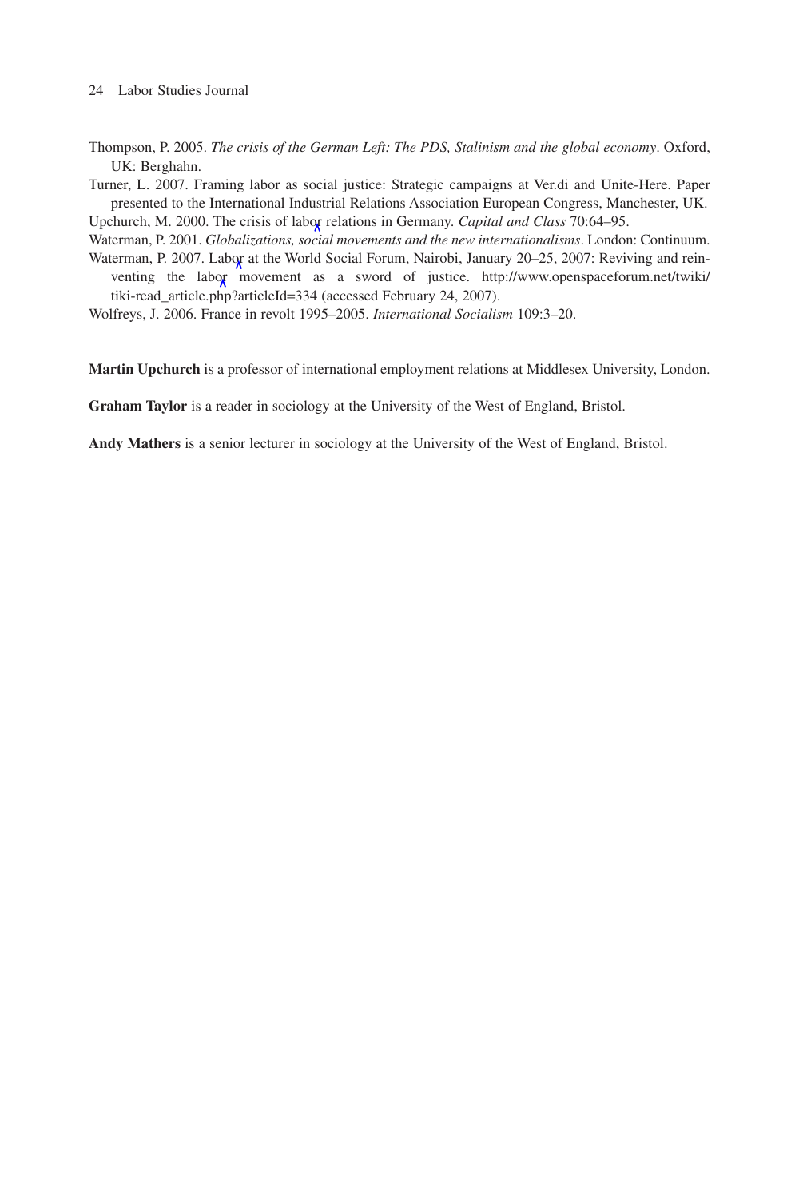Thompson, P. 2005. *The crisis of the German Left: The PDS, Stalinism and the global economy*. Oxford, UK: Berghahn.

Turner, L. 2007. Framing labor as social justice: Strategic campaigns at Ver.di and Unite-Here. Paper presented to the International Industrial Relations Association European Congress, Manchester, UK.

Upchurch, M. 2000. The crisis of labor relations in Germany. *Capital and Class* 70:64–95.

Waterman, P. 2001. *Globalizations, social movements and the new internationalisms*. London: Continuum.

Waterman, P. 2007. Labor at the World Social Forum, Nairobi, January 20–25, 2007: Reviving and reinventing the labor movement as a sword of justice. http://www.openspaceforum.net/twiki/tiki-read_article.php?articleId=334 (accessed February 24, 2007).

Wolfreys, J. 2006. France in revolt 1995–2005. *International Socialism* 109:3–20.

**Martin Upchurch** is a professor of international employment relations at Middlesex University, London.

**Graham Taylor** is a reader in sociology at the University of the West of England, Bristol.

**Andy Mathers** is a senior lecturer in sociology at the University of the West of England, Bristol.